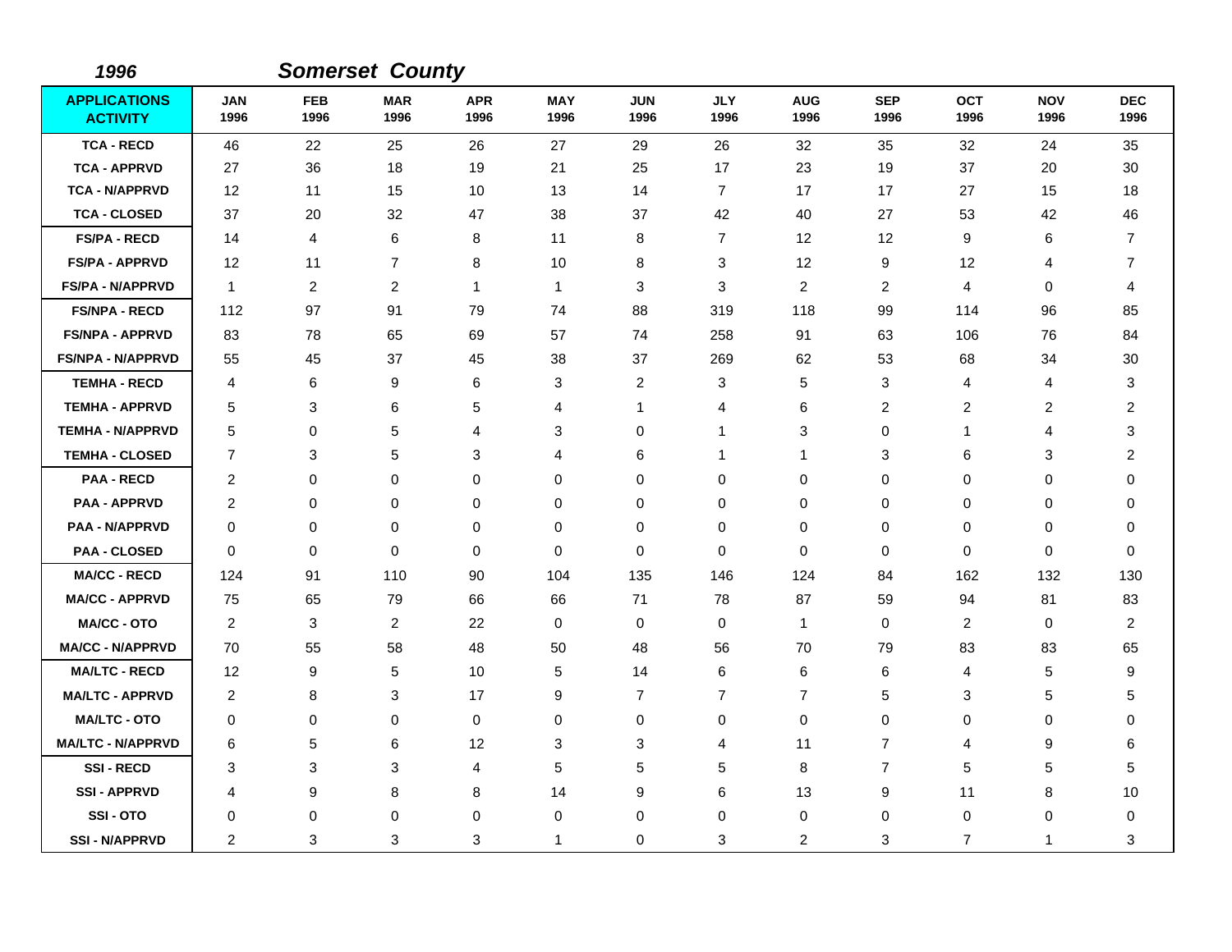*1996* ***Somerset County***

| APPLICATIONS ACTIVITY | JAN 1996 | FEB 1996 | MAR 1996 | APR 1996 | MAY 1996 | JUN 1996 | JLY 1996 | AUG 1996 | SEP 1996 | OCT 1996 | NOV 1996 | DEC 1996 |
|---|---|---|---|---|---|---|---|---|---|---|---|---|
| TCA - RECD | 46 | 22 | 25 | 26 | 27 | 29 | 26 | 32 | 35 | 32 | 24 | 35 |
| TCA - APPRVD | 27 | 36 | 18 | 19 | 21 | 25 | 17 | 23 | 19 | 37 | 20 | 30 |
| TCA - N/APPRVD | 12 | 11 | 15 | 10 | 13 | 14 | 7 | 17 | 17 | 27 | 15 | 18 |
| TCA - CLOSED | 37 | 20 | 32 | 47 | 38 | 37 | 42 | 40 | 27 | 53 | 42 | 46 |
| FS/PA - RECD | 14 | 4 | 6 | 8 | 11 | 8 | 7 | 12 | 12 | 9 | 6 | 7 |
| FS/PA - APPRVD | 12 | 11 | 7 | 8 | 10 | 8 | 3 | 12 | 9 | 12 | 4 | 7 |
| FS/PA - N/APPRVD | 1 | 2 | 2 | 1 | 1 | 3 | 3 | 2 | 2 | 4 | 0 | 4 |
| FS/NPA - RECD | 112 | 97 | 91 | 79 | 74 | 88 | 319 | 118 | 99 | 114 | 96 | 85 |
| FS/NPA - APPRVD | 83 | 78 | 65 | 69 | 57 | 74 | 258 | 91 | 63 | 106 | 76 | 84 |
| FS/NPA - N/APPRVD | 55 | 45 | 37 | 45 | 38 | 37 | 269 | 62 | 53 | 68 | 34 | 30 |
| TEMHA - RECD | 4 | 6 | 9 | 6 | 3 | 2 | 3 | 5 | 3 | 4 | 4 | 3 |
| TEMHA - APPRVD | 5 | 3 | 6 | 5 | 4 | 1 | 4 | 6 | 2 | 2 | 2 | 2 |
| TEMHA - N/APPRVD | 5 | 0 | 5 | 4 | 3 | 0 | 1 | 3 | 0 | 1 | 4 | 3 |
| TEMHA - CLOSED | 7 | 3 | 5 | 3 | 4 | 6 | 1 | 1 | 3 | 6 | 3 | 2 |
| PAA - RECD | 2 | 0 | 0 | 0 | 0 | 0 | 0 | 0 | 0 | 0 | 0 | 0 |
| PAA - APPRVD | 2 | 0 | 0 | 0 | 0 | 0 | 0 | 0 | 0 | 0 | 0 | 0 |
| PAA - N/APPRVD | 0 | 0 | 0 | 0 | 0 | 0 | 0 | 0 | 0 | 0 | 0 | 0 |
| PAA - CLOSED | 0 | 0 | 0 | 0 | 0 | 0 | 0 | 0 | 0 | 0 | 0 | 0 |
| MA/CC - RECD | 124 | 91 | 110 | 90 | 104 | 135 | 146 | 124 | 84 | 162 | 132 | 130 |
| MA/CC - APPRVD | 75 | 65 | 79 | 66 | 66 | 71 | 78 | 87 | 59 | 94 | 81 | 83 |
| MA/CC - OTO | 2 | 3 | 2 | 22 | 0 | 0 | 0 | 1 | 0 | 2 | 0 | 2 |
| MA/CC - N/APPRVD | 70 | 55 | 58 | 48 | 50 | 48 | 56 | 70 | 79 | 83 | 83 | 65 |
| MA/LTC - RECD | 12 | 9 | 5 | 10 | 5 | 14 | 6 | 6 | 6 | 4 | 5 | 9 |
| MA/LTC - APPRVD | 2 | 8 | 3 | 17 | 9 | 7 | 7 | 7 | 5 | 3 | 5 | 5 |
| MA/LTC - OTO | 0 | 0 | 0 | 0 | 0 | 0 | 0 | 0 | 0 | 0 | 0 | 0 |
| MA/LTC - N/APPRVD | 6 | 5 | 6 | 12 | 3 | 3 | 4 | 11 | 7 | 4 | 9 | 6 |
| SSI - RECD | 3 | 3 | 3 | 4 | 5 | 5 | 5 | 8 | 7 | 5 | 5 | 5 |
| SSI - APPRVD | 4 | 9 | 8 | 8 | 14 | 9 | 6 | 13 | 9 | 11 | 8 | 10 |
| SSI - OTO | 0 | 0 | 0 | 0 | 0 | 0 | 0 | 0 | 0 | 0 | 0 | 0 |
| SSI - N/APPRVD | 2 | 3 | 3 | 3 | 1 | 0 | 3 | 2 | 3 | 7 | 1 | 3 |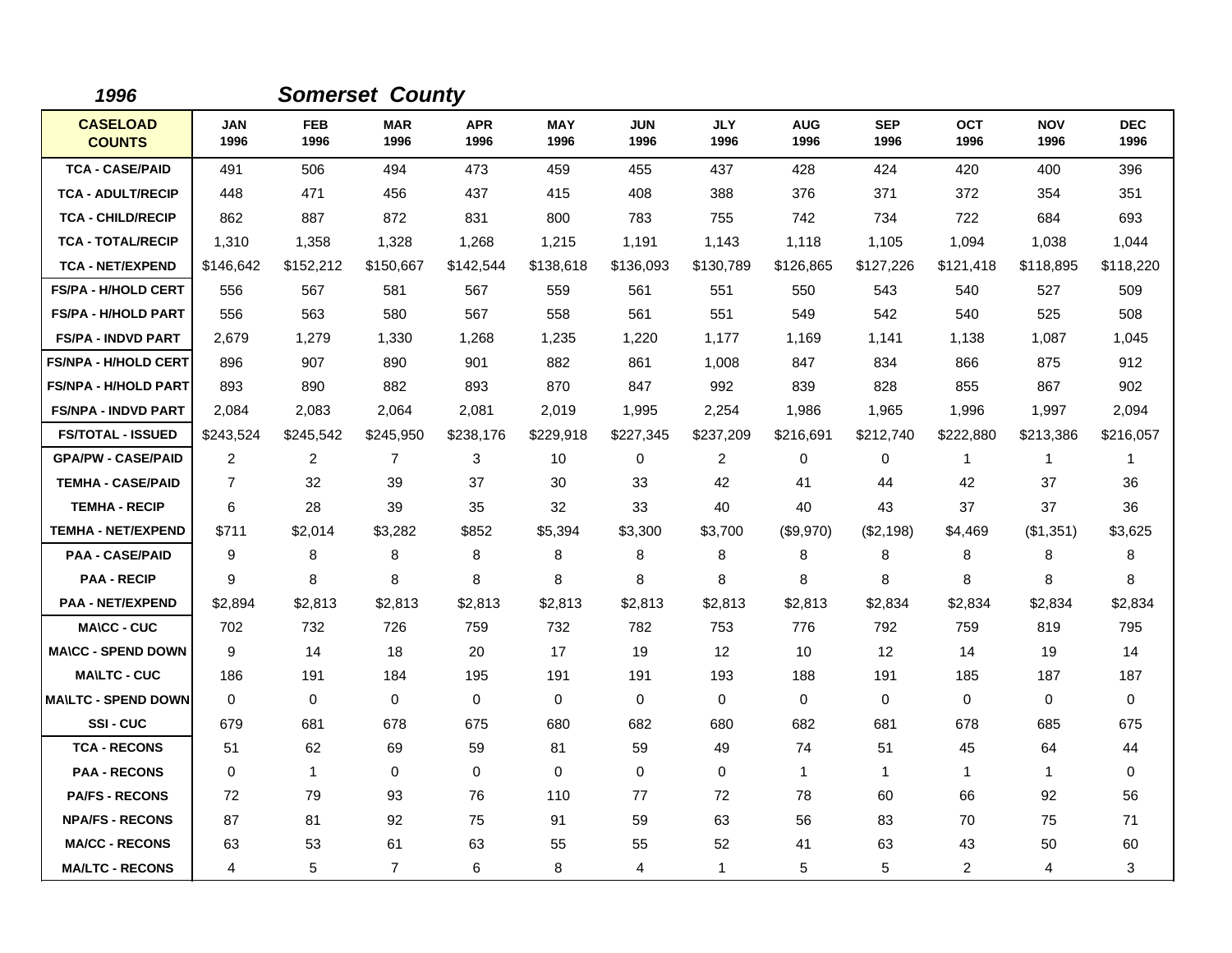*1996* *Somerset County*

| CASELOAD COUNTS | JAN 1996 | FEB 1996 | MAR 1996 | APR 1996 | MAY 1996 | JUN 1996 | JLY 1996 | AUG 1996 | SEP 1996 | OCT 1996 | NOV 1996 | DEC 1996 |
|---|---|---|---|---|---|---|---|---|---|---|---|---|
| TCA - CASE/PAID | 491 | 506 | 494 | 473 | 459 | 455 | 437 | 428 | 424 | 420 | 400 | 396 |
| TCA - ADULT/RECIP | 448 | 471 | 456 | 437 | 415 | 408 | 388 | 376 | 371 | 372 | 354 | 351 |
| TCA - CHILD/RECIP | 862 | 887 | 872 | 831 | 800 | 783 | 755 | 742 | 734 | 722 | 684 | 693 |
| TCA - TOTAL/RECIP | 1,310 | 1,358 | 1,328 | 1,268 | 1,215 | 1,191 | 1,143 | 1,118 | 1,105 | 1,094 | 1,038 | 1,044 |
| TCA - NET/EXPEND | $146,642 | $152,212 | $150,667 | $142,544 | $138,618 | $136,093 | $130,789 | $126,865 | $127,226 | $121,418 | $118,895 | $118,220 |
| FS/PA - H/HOLD CERT | 556 | 567 | 581 | 567 | 559 | 561 | 551 | 550 | 543 | 540 | 527 | 509 |
| FS/PA - H/HOLD PART | 556 | 563 | 580 | 567 | 558 | 561 | 551 | 549 | 542 | 540 | 525 | 508 |
| FS/PA - INDVD PART | 2,679 | 1,279 | 1,330 | 1,268 | 1,235 | 1,220 | 1,177 | 1,169 | 1,141 | 1,138 | 1,087 | 1,045 |
| FS/NPA - H/HOLD CERT | 896 | 907 | 890 | 901 | 882 | 861 | 1,008 | 847 | 834 | 866 | 875 | 912 |
| FS/NPA - H/HOLD PART | 893 | 890 | 882 | 893 | 870 | 847 | 992 | 839 | 828 | 855 | 867 | 902 |
| FS/NPA - INDVD PART | 2,084 | 2,083 | 2,064 | 2,081 | 2,019 | 1,995 | 2,254 | 1,986 | 1,965 | 1,996 | 1,997 | 2,094 |
| FS/TOTAL - ISSUED | $243,524 | $245,542 | $245,950 | $238,176 | $229,918 | $227,345 | $237,209 | $216,691 | $212,740 | $222,880 | $213,386 | $216,057 |
| GPA/PW - CASE/PAID | 2 | 2 | 7 | 3 | 10 | 0 | 2 | 0 | 0 | 1 | 1 | 1 |
| TEMHA - CASE/PAID | 7 | 32 | 39 | 37 | 30 | 33 | 42 | 41 | 44 | 42 | 37 | 36 |
| TEMHA - RECIP | 6 | 28 | 39 | 35 | 32 | 33 | 40 | 40 | 43 | 37 | 37 | 36 |
| TEMHA - NET/EXPEND | $711 | $2,014 | $3,282 | $852 | $5,394 | $3,300 | $3,700 | ($9,970) | ($2,198) | $4,469 | ($1,351) | $3,625 |
| PAA - CASE/PAID | 9 | 8 | 8 | 8 | 8 | 8 | 8 | 8 | 8 | 8 | 8 | 8 |
| PAA - RECIP | 9 | 8 | 8 | 8 | 8 | 8 | 8 | 8 | 8 | 8 | 8 | 8 |
| PAA - NET/EXPEND | $2,894 | $2,813 | $2,813 | $2,813 | $2,813 | $2,813 | $2,813 | $2,813 | $2,834 | $2,834 | $2,834 | $2,834 |
| MA\CC - CUC | 702 | 732 | 726 | 759 | 732 | 782 | 753 | 776 | 792 | 759 | 819 | 795 |
| MA\CC - SPEND DOWN | 9 | 14 | 18 | 20 | 17 | 19 | 12 | 10 | 12 | 14 | 19 | 14 |
| MA\LTC - CUC | 186 | 191 | 184 | 195 | 191 | 191 | 193 | 188 | 191 | 185 | 187 | 187 |
| MA\LTC - SPEND DOWN | 0 | 0 | 0 | 0 | 0 | 0 | 0 | 0 | 0 | 0 | 0 | 0 |
| SSI - CUC | 679 | 681 | 678 | 675 | 680 | 682 | 680 | 682 | 681 | 678 | 685 | 675 |
| TCA - RECONS | 51 | 62 | 69 | 59 | 81 | 59 | 49 | 74 | 51 | 45 | 64 | 44 |
| PAA - RECONS | 0 | 1 | 0 | 0 | 0 | 0 | 0 | 1 | 1 | 1 | 1 | 0 |
| PA/FS - RECONS | 72 | 79 | 93 | 76 | 110 | 77 | 72 | 78 | 60 | 66 | 92 | 56 |
| NPA/FS - RECONS | 87 | 81 | 92 | 75 | 91 | 59 | 63 | 56 | 83 | 70 | 75 | 71 |
| MA/CC - RECONS | 63 | 53 | 61 | 63 | 55 | 55 | 52 | 41 | 63 | 43 | 50 | 60 |
| MA/LTC - RECONS | 4 | 5 | 7 | 6 | 8 | 4 | 1 | 5 | 5 | 2 | 4 | 3 |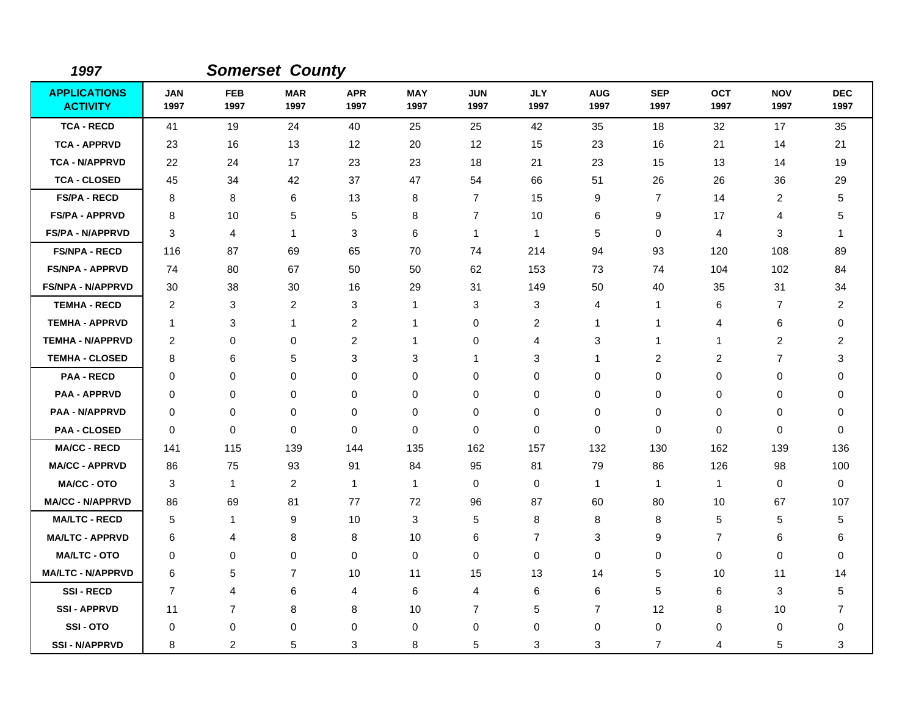*1997* *Somerset County*

| APPLICATIONS ACTIVITY | JAN 1997 | FEB 1997 | MAR 1997 | APR 1997 | MAY 1997 | JUN 1997 | JLY 1997 | AUG 1997 | SEP 1997 | OCT 1997 | NOV 1997 | DEC 1997 |
|---|---|---|---|---|---|---|---|---|---|---|---|---|
| TCA - RECD | 41 | 19 | 24 | 40 | 25 | 25 | 42 | 35 | 18 | 32 | 17 | 35 |
| TCA - APPRVD | 23 | 16 | 13 | 12 | 20 | 12 | 15 | 23 | 16 | 21 | 14 | 21 |
| TCA - N/APPRVD | 22 | 24 | 17 | 23 | 23 | 18 | 21 | 23 | 15 | 13 | 14 | 19 |
| TCA - CLOSED | 45 | 34 | 42 | 37 | 47 | 54 | 66 | 51 | 26 | 26 | 36 | 29 |
| FS/PA - RECD | 8 | 8 | 6 | 13 | 8 | 7 | 15 | 9 | 7 | 14 | 2 | 5 |
| FS/PA - APPRVD | 8 | 10 | 5 | 5 | 8 | 7 | 10 | 6 | 9 | 17 | 4 | 5 |
| FS/PA - N/APPRVD | 3 | 4 | 1 | 3 | 6 | 1 | 1 | 5 | 0 | 4 | 3 | 1 |
| FS/NPA - RECD | 116 | 87 | 69 | 65 | 70 | 74 | 214 | 94 | 93 | 120 | 108 | 89 |
| FS/NPA - APPRVD | 74 | 80 | 67 | 50 | 50 | 62 | 153 | 73 | 74 | 104 | 102 | 84 |
| FS/NPA - N/APPRVD | 30 | 38 | 30 | 16 | 29 | 31 | 149 | 50 | 40 | 35 | 31 | 34 |
| TEMHA - RECD | 2 | 3 | 2 | 3 | 1 | 3 | 3 | 4 | 1 | 6 | 7 | 2 |
| TEMHA - APPRVD | 1 | 3 | 1 | 2 | 1 | 0 | 2 | 1 | 1 | 4 | 6 | 0 |
| TEMHA - N/APPRVD | 2 | 0 | 0 | 2 | 1 | 0 | 4 | 3 | 1 | 1 | 2 | 2 |
| TEMHA - CLOSED | 8 | 6 | 5 | 3 | 3 | 1 | 3 | 1 | 2 | 2 | 7 | 3 |
| PAA - RECD | 0 | 0 | 0 | 0 | 0 | 0 | 0 | 0 | 0 | 0 | 0 | 0 |
| PAA - APPRVD | 0 | 0 | 0 | 0 | 0 | 0 | 0 | 0 | 0 | 0 | 0 | 0 |
| PAA - N/APPRVD | 0 | 0 | 0 | 0 | 0 | 0 | 0 | 0 | 0 | 0 | 0 | 0 |
| PAA - CLOSED | 0 | 0 | 0 | 0 | 0 | 0 | 0 | 0 | 0 | 0 | 0 | 0 |
| MA/CC - RECD | 141 | 115 | 139 | 144 | 135 | 162 | 157 | 132 | 130 | 162 | 139 | 136 |
| MA/CC - APPRVD | 86 | 75 | 93 | 91 | 84 | 95 | 81 | 79 | 86 | 126 | 98 | 100 |
| MA/CC - OTO | 3 | 1 | 2 | 1 | 1 | 0 | 0 | 1 | 1 | 1 | 0 | 0 |
| MA/CC - N/APPRVD | 86 | 69 | 81 | 77 | 72 | 96 | 87 | 60 | 80 | 10 | 67 | 107 |
| MA/LTC - RECD | 5 | 1 | 9 | 10 | 3 | 5 | 8 | 8 | 8 | 5 | 5 | 5 |
| MA/LTC - APPRVD | 6 | 4 | 8 | 8 | 10 | 6 | 7 | 3 | 9 | 7 | 6 | 6 |
| MA/LTC - OTO | 0 | 0 | 0 | 0 | 0 | 0 | 0 | 0 | 0 | 0 | 0 | 0 |
| MA/LTC - N/APPRVD | 6 | 5 | 7 | 10 | 11 | 15 | 13 | 14 | 5 | 10 | 11 | 14 |
| SSI - RECD | 7 | 4 | 6 | 4 | 6 | 4 | 6 | 6 | 5 | 6 | 3 | 5 |
| SSI - APPRVD | 11 | 7 | 8 | 8 | 10 | 7 | 5 | 7 | 12 | 8 | 10 | 7 |
| SSI - OTO | 0 | 0 | 0 | 0 | 0 | 0 | 0 | 0 | 0 | 0 | 0 | 0 |
| SSI - N/APPRVD | 8 | 2 | 5 | 3 | 8 | 5 | 3 | 3 | 7 | 4 | 5 | 3 |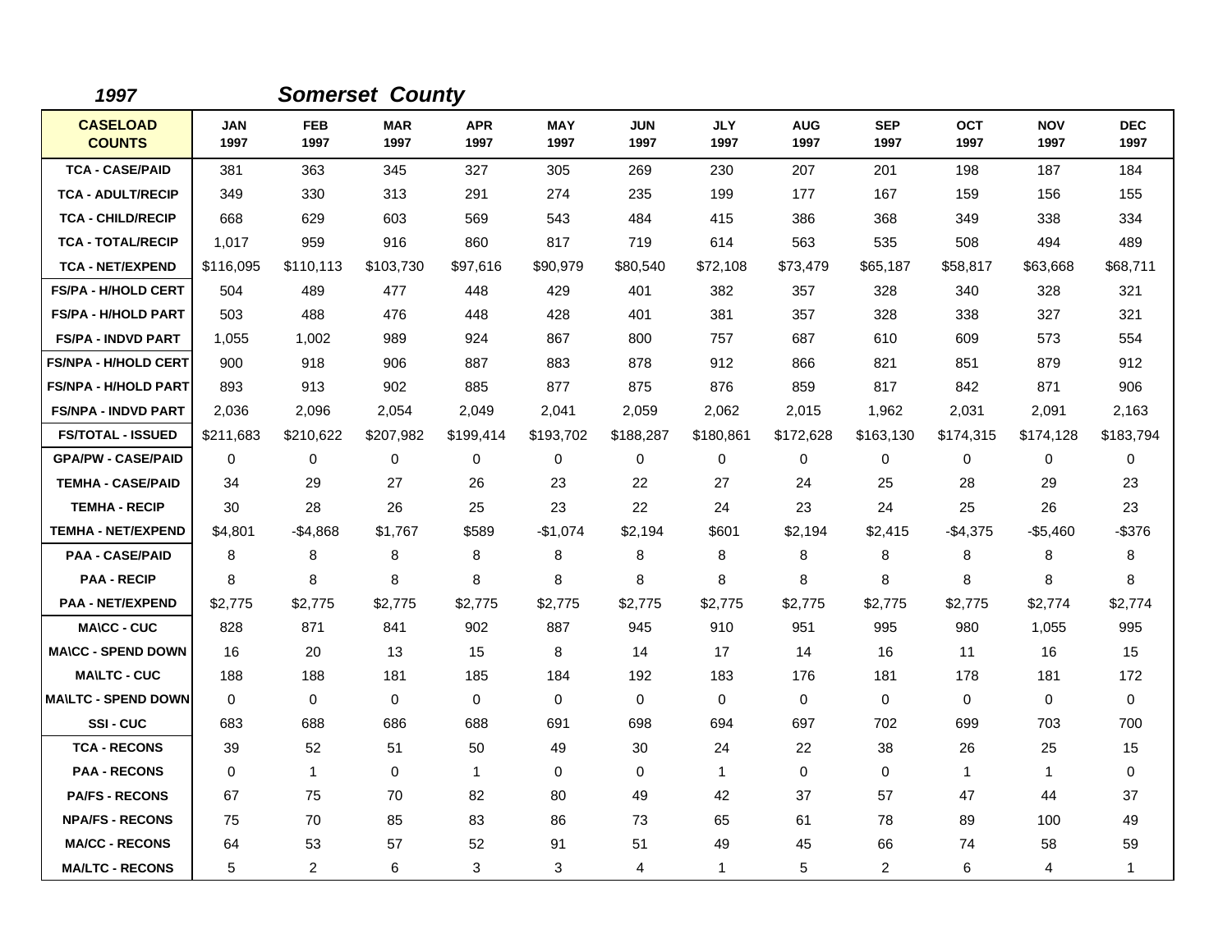## 1997 Somerset County

| CASELOAD COUNTS | JAN 1997 | FEB 1997 | MAR 1997 | APR 1997 | MAY 1997 | JUN 1997 | JLY 1997 | AUG 1997 | SEP 1997 | OCT 1997 | NOV 1997 | DEC 1997 |
|---|---|---|---|---|---|---|---|---|---|---|---|---|
| TCA - CASE/PAID | 381 | 363 | 345 | 327 | 305 | 269 | 230 | 207 | 201 | 198 | 187 | 184 |
| TCA - ADULT/RECIP | 349 | 330 | 313 | 291 | 274 | 235 | 199 | 177 | 167 | 159 | 156 | 155 |
| TCA - CHILD/RECIP | 668 | 629 | 603 | 569 | 543 | 484 | 415 | 386 | 368 | 349 | 338 | 334 |
| TCA - TOTAL/RECIP | 1,017 | 959 | 916 | 860 | 817 | 719 | 614 | 563 | 535 | 508 | 494 | 489 |
| TCA - NET/EXPEND | $116,095 | $110,113 | $103,730 | $97,616 | $90,979 | $80,540 | $72,108 | $73,479 | $65,187 | $58,817 | $63,668 | $68,711 |
| FS/PA - H/HOLD CERT | 504 | 489 | 477 | 448 | 429 | 401 | 382 | 357 | 328 | 340 | 328 | 321 |
| FS/PA - H/HOLD PART | 503 | 488 | 476 | 448 | 428 | 401 | 381 | 357 | 328 | 338 | 327 | 321 |
| FS/PA - INDVD PART | 1,055 | 1,002 | 989 | 924 | 867 | 800 | 757 | 687 | 610 | 609 | 573 | 554 |
| FS/NPA - H/HOLD CERT | 900 | 918 | 906 | 887 | 883 | 878 | 912 | 866 | 821 | 851 | 879 | 912 |
| FS/NPA - H/HOLD PART | 893 | 913 | 902 | 885 | 877 | 875 | 876 | 859 | 817 | 842 | 871 | 906 |
| FS/NPA - INDVD PART | 2,036 | 2,096 | 2,054 | 2,049 | 2,041 | 2,059 | 2,062 | 2,015 | 1,962 | 2,031 | 2,091 | 2,163 |
| FS/TOTAL - ISSUED | $211,683 | $210,622 | $207,982 | $199,414 | $193,702 | $188,287 | $180,861 | $172,628 | $163,130 | $174,315 | $174,128 | $183,794 |
| GPA/PW - CASE/PAID | 0 | 0 | 0 | 0 | 0 | 0 | 0 | 0 | 0 | 0 | 0 | 0 |
| TEMHA - CASE/PAID | 34 | 29 | 27 | 26 | 23 | 22 | 27 | 24 | 25 | 28 | 29 | 23 |
| TEMHA - RECIP | 30 | 28 | 26 | 25 | 23 | 22 | 24 | 23 | 24 | 25 | 26 | 23 |
| TEMHA - NET/EXPEND | $4,801 | -$4,868 | $1,767 | $589 | -$1,074 | $2,194 | $601 | $2,194 | $2,415 | -$4,375 | -$5,460 | -$376 |
| PAA - CASE/PAID | 8 | 8 | 8 | 8 | 8 | 8 | 8 | 8 | 8 | 8 | 8 | 8 |
| PAA - RECIP | 8 | 8 | 8 | 8 | 8 | 8 | 8 | 8 | 8 | 8 | 8 | 8 |
| PAA - NET/EXPEND | $2,775 | $2,775 | $2,775 | $2,775 | $2,775 | $2,775 | $2,775 | $2,775 | $2,775 | $2,775 | $2,774 | $2,774 |
| MA\CC - CUC | 828 | 871 | 841 | 902 | 887 | 945 | 910 | 951 | 995 | 980 | 1,055 | 995 |
| MA\CC - SPEND DOWN | 16 | 20 | 13 | 15 | 8 | 14 | 17 | 14 | 16 | 11 | 16 | 15 |
| MA\LTC - CUC | 188 | 188 | 181 | 185 | 184 | 192 | 183 | 176 | 181 | 178 | 181 | 172 |
| MA\LTC - SPEND DOWN | 0 | 0 | 0 | 0 | 0 | 0 | 0 | 0 | 0 | 0 | 0 | 0 |
| SSI - CUC | 683 | 688 | 686 | 688 | 691 | 698 | 694 | 697 | 702 | 699 | 703 | 700 |
| TCA - RECONS | 39 | 52 | 51 | 50 | 49 | 30 | 24 | 22 | 38 | 26 | 25 | 15 |
| PAA - RECONS | 0 | 1 | 0 | 1 | 0 | 0 | 1 | 0 | 0 | 1 | 1 | 0 |
| PA/FS - RECONS | 67 | 75 | 70 | 82 | 80 | 49 | 42 | 37 | 57 | 47 | 44 | 37 |
| NPA/FS - RECONS | 75 | 70 | 85 | 83 | 86 | 73 | 65 | 61 | 78 | 89 | 100 | 49 |
| MA/CC - RECONS | 64 | 53 | 57 | 52 | 91 | 51 | 49 | 45 | 66 | 74 | 58 | 59 |
| MA/LTC - RECONS | 5 | 2 | 6 | 3 | 3 | 4 | 1 | 5 | 2 | 6 | 4 | 1 |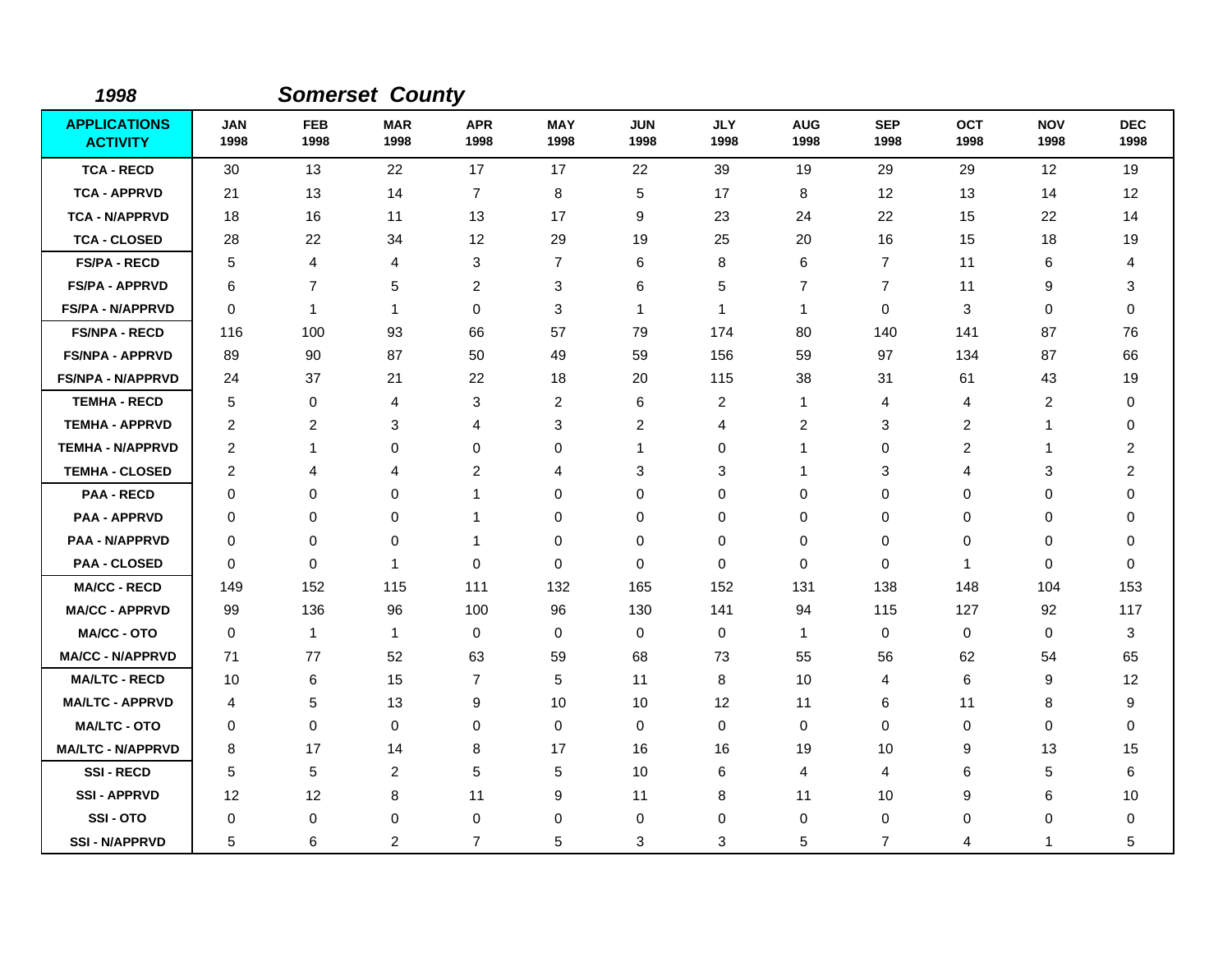*1998* ***Somerset County***

| APPLICATIONS ACTIVITY | JAN 1998 | FEB 1998 | MAR 1998 | APR 1998 | MAY 1998 | JUN 1998 | JLY 1998 | AUG 1998 | SEP 1998 | OCT 1998 | NOV 1998 | DEC 1998 |
|---|---|---|---|---|---|---|---|---|---|---|---|---|
| TCA - RECD | 30 | 13 | 22 | 17 | 17 | 22 | 39 | 19 | 29 | 29 | 12 | 19 |
| TCA - APPRVD | 21 | 13 | 14 | 7 | 8 | 5 | 17 | 8 | 12 | 13 | 14 | 12 |
| TCA - N/APPRVD | 18 | 16 | 11 | 13 | 17 | 9 | 23 | 24 | 22 | 15 | 22 | 14 |
| TCA - CLOSED | 28 | 22 | 34 | 12 | 29 | 19 | 25 | 20 | 16 | 15 | 18 | 19 |
| FS/PA - RECD | 5 | 4 | 4 | 3 | 7 | 6 | 8 | 6 | 7 | 11 | 6 | 4 |
| FS/PA - APPRVD | 6 | 7 | 5 | 2 | 3 | 6 | 5 | 7 | 7 | 11 | 9 | 3 |
| FS/PA - N/APPRVD | 0 | 1 | 1 | 0 | 3 | 1 | 1 | 1 | 0 | 3 | 0 | 0 |
| FS/NPA - RECD | 116 | 100 | 93 | 66 | 57 | 79 | 174 | 80 | 140 | 141 | 87 | 76 |
| FS/NPA - APPRVD | 89 | 90 | 87 | 50 | 49 | 59 | 156 | 59 | 97 | 134 | 87 | 66 |
| FS/NPA - N/APPRVD | 24 | 37 | 21 | 22 | 18 | 20 | 115 | 38 | 31 | 61 | 43 | 19 |
| TEMHA - RECD | 5 | 0 | 4 | 3 | 2 | 6 | 2 | 1 | 4 | 4 | 2 | 0 |
| TEMHA - APPRVD | 2 | 2 | 3 | 4 | 3 | 2 | 4 | 2 | 3 | 2 | 1 | 0 |
| TEMHA - N/APPRVD | 2 | 1 | 0 | 0 | 0 | 1 | 0 | 1 | 0 | 2 | 1 | 2 |
| TEMHA - CLOSED | 2 | 4 | 4 | 2 | 4 | 3 | 3 | 1 | 3 | 4 | 3 | 2 |
| PAA - RECD | 0 | 0 | 0 | 1 | 0 | 0 | 0 | 0 | 0 | 0 | 0 | 0 |
| PAA - APPRVD | 0 | 0 | 0 | 1 | 0 | 0 | 0 | 0 | 0 | 0 | 0 | 0 |
| PAA - N/APPRVD | 0 | 0 | 0 | 1 | 0 | 0 | 0 | 0 | 0 | 0 | 0 | 0 |
| PAA - CLOSED | 0 | 0 | 1 | 0 | 0 | 0 | 0 | 0 | 0 | 1 | 0 | 0 |
| MA/CC - RECD | 149 | 152 | 115 | 111 | 132 | 165 | 152 | 131 | 138 | 148 | 104 | 153 |
| MA/CC - APPRVD | 99 | 136 | 96 | 100 | 96 | 130 | 141 | 94 | 115 | 127 | 92 | 117 |
| MA/CC - OTO | 0 | 1 | 1 | 0 | 0 | 0 | 0 | 1 | 0 | 0 | 0 | 3 |
| MA/CC - N/APPRVD | 71 | 77 | 52 | 63 | 59 | 68 | 73 | 55 | 56 | 62 | 54 | 65 |
| MA/LTC - RECD | 10 | 6 | 15 | 7 | 5 | 11 | 8 | 10 | 4 | 6 | 9 | 12 |
| MA/LTC - APPRVD | 4 | 5 | 13 | 9 | 10 | 10 | 12 | 11 | 6 | 11 | 8 | 9 |
| MA/LTC - OTO | 0 | 0 | 0 | 0 | 0 | 0 | 0 | 0 | 0 | 0 | 0 | 0 |
| MA/LTC - N/APPRVD | 8 | 17 | 14 | 8 | 17 | 16 | 16 | 19 | 10 | 9 | 13 | 15 |
| SSI - RECD | 5 | 5 | 2 | 5 | 5 | 10 | 6 | 4 | 4 | 6 | 5 | 6 |
| SSI - APPRVD | 12 | 12 | 8 | 11 | 9 | 11 | 8 | 11 | 10 | 9 | 6 | 10 |
| SSI - OTO | 0 | 0 | 0 | 0 | 0 | 0 | 0 | 0 | 0 | 0 | 0 | 0 |
| SSI - N/APPRVD | 5 | 6 | 2 | 7 | 5 | 3 | 3 | 5 | 7 | 4 | 1 | 5 |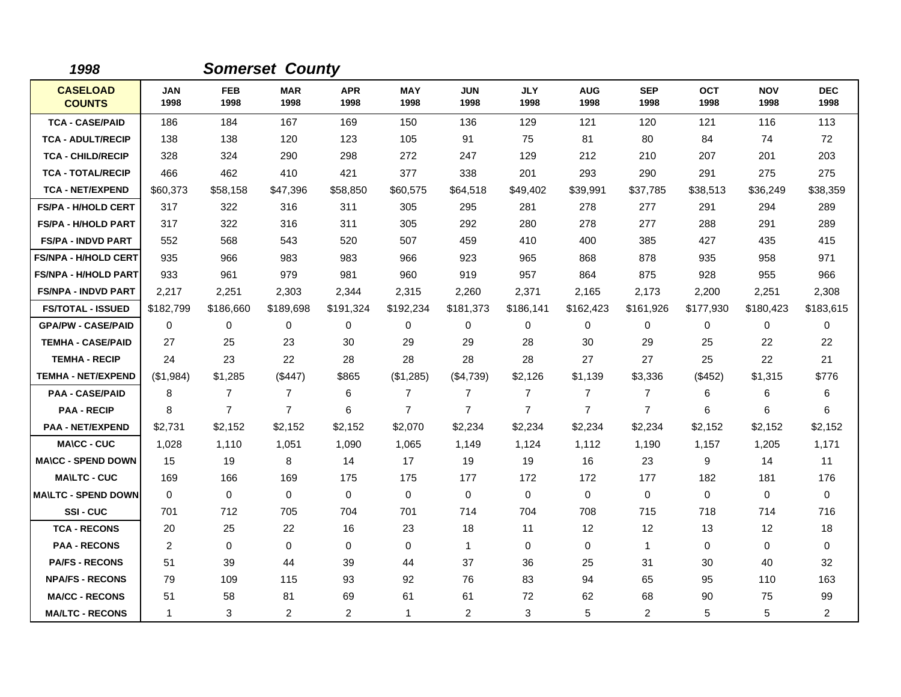*1998* ***Somerset County***

| CASELOAD COUNTS | JAN 1998 | FEB 1998 | MAR 1998 | APR 1998 | MAY 1998 | JUN 1998 | JLY 1998 | AUG 1998 | SEP 1998 | OCT 1998 | NOV 1998 | DEC 1998 |
|---|---|---|---|---|---|---|---|---|---|---|---|---|
| TCA - CASE/PAID | 186 | 184 | 167 | 169 | 150 | 136 | 129 | 121 | 120 | 121 | 116 | 113 |
| TCA - ADULT/RECIP | 138 | 138 | 120 | 123 | 105 | 91 | 75 | 81 | 80 | 84 | 74 | 72 |
| TCA - CHILD/RECIP | 328 | 324 | 290 | 298 | 272 | 247 | 129 | 212 | 210 | 207 | 201 | 203 |
| TCA - TOTAL/RECIP | 466 | 462 | 410 | 421 | 377 | 338 | 201 | 293 | 290 | 291 | 275 | 275 |
| TCA - NET/EXPEND | $60,373 | $58,158 | $47,396 | $58,850 | $60,575 | $64,518 | $49,402 | $39,991 | $37,785 | $38,513 | $36,249 | $38,359 |
| FS/PA - H/HOLD CERT | 317 | 322 | 316 | 311 | 305 | 295 | 281 | 278 | 277 | 291 | 294 | 289 |
| FS/PA - H/HOLD PART | 317 | 322 | 316 | 311 | 305 | 292 | 280 | 278 | 277 | 288 | 291 | 289 |
| FS/PA - INDVD PART | 552 | 568 | 543 | 520 | 507 | 459 | 410 | 400 | 385 | 427 | 435 | 415 |
| FS/NPA - H/HOLD CERT | 935 | 966 | 983 | 983 | 966 | 923 | 965 | 868 | 878 | 935 | 958 | 971 |
| FS/NPA - H/HOLD PART | 933 | 961 | 979 | 981 | 960 | 919 | 957 | 864 | 875 | 928 | 955 | 966 |
| FS/NPA - INDVD PART | 2,217 | 2,251 | 2,303 | 2,344 | 2,315 | 2,260 | 2,371 | 2,165 | 2,173 | 2,200 | 2,251 | 2,308 |
| FS/TOTAL - ISSUED | $182,799 | $186,660 | $189,698 | $191,324 | $192,234 | $181,373 | $186,141 | $162,423 | $161,926 | $177,930 | $180,423 | $183,615 |
| GPA/PW - CASE/PAID | 0 | 0 | 0 | 0 | 0 | 0 | 0 | 0 | 0 | 0 | 0 | 0 |
| TEMHA - CASE/PAID | 27 | 25 | 23 | 30 | 29 | 29 | 28 | 30 | 29 | 25 | 22 | 22 |
| TEMHA - RECIP | 24 | 23 | 22 | 28 | 28 | 28 | 28 | 27 | 27 | 25 | 22 | 21 |
| TEMHA - NET/EXPEND | ($1,984) | $1,285 | ($447) | $865 | ($1,285) | ($4,739) | $2,126 | $1,139 | $3,336 | ($452) | $1,315 | $776 |
| PAA - CASE/PAID | 8 | 7 | 7 | 6 | 7 | 7 | 7 | 7 | 7 | 6 | 6 | 6 |
| PAA - RECIP | 8 | 7 | 7 | 6 | 7 | 7 | 7 | 7 | 7 | 6 | 6 | 6 |
| PAA - NET/EXPEND | $2,731 | $2,152 | $2,152 | $2,152 | $2,070 | $2,234 | $2,234 | $2,234 | $2,234 | $2,152 | $2,152 | $2,152 |
| MA\CC - CUC | 1,028 | 1,110 | 1,051 | 1,090 | 1,065 | 1,149 | 1,124 | 1,112 | 1,190 | 1,157 | 1,205 | 1,171 |
| MA\CC - SPEND DOWN | 15 | 19 | 8 | 14 | 17 | 19 | 19 | 16 | 23 | 9 | 14 | 11 |
| MA\LTC - CUC | 169 | 166 | 169 | 175 | 175 | 177 | 172 | 172 | 177 | 182 | 181 | 176 |
| MA\LTC - SPEND DOWN | 0 | 0 | 0 | 0 | 0 | 0 | 0 | 0 | 0 | 0 | 0 | 0 |
| SSI - CUC | 701 | 712 | 705 | 704 | 701 | 714 | 704 | 708 | 715 | 718 | 714 | 716 |
| TCA - RECONS | 20 | 25 | 22 | 16 | 23 | 18 | 11 | 12 | 12 | 13 | 12 | 18 |
| PAA - RECONS | 2 | 0 | 0 | 0 | 0 | 1 | 0 | 0 | 1 | 0 | 0 | 0 |
| PA/FS - RECONS | 51 | 39 | 44 | 39 | 44 | 37 | 36 | 25 | 31 | 30 | 40 | 32 |
| NPA/FS - RECONS | 79 | 109 | 115 | 93 | 92 | 76 | 83 | 94 | 65 | 95 | 110 | 163 |
| MA/CC - RECONS | 51 | 58 | 81 | 69 | 61 | 61 | 72 | 62 | 68 | 90 | 75 | 99 |
| MA/LTC - RECONS | 1 | 3 | 2 | 2 | 1 | 2 | 3 | 5 | 2 | 5 | 5 | 2 |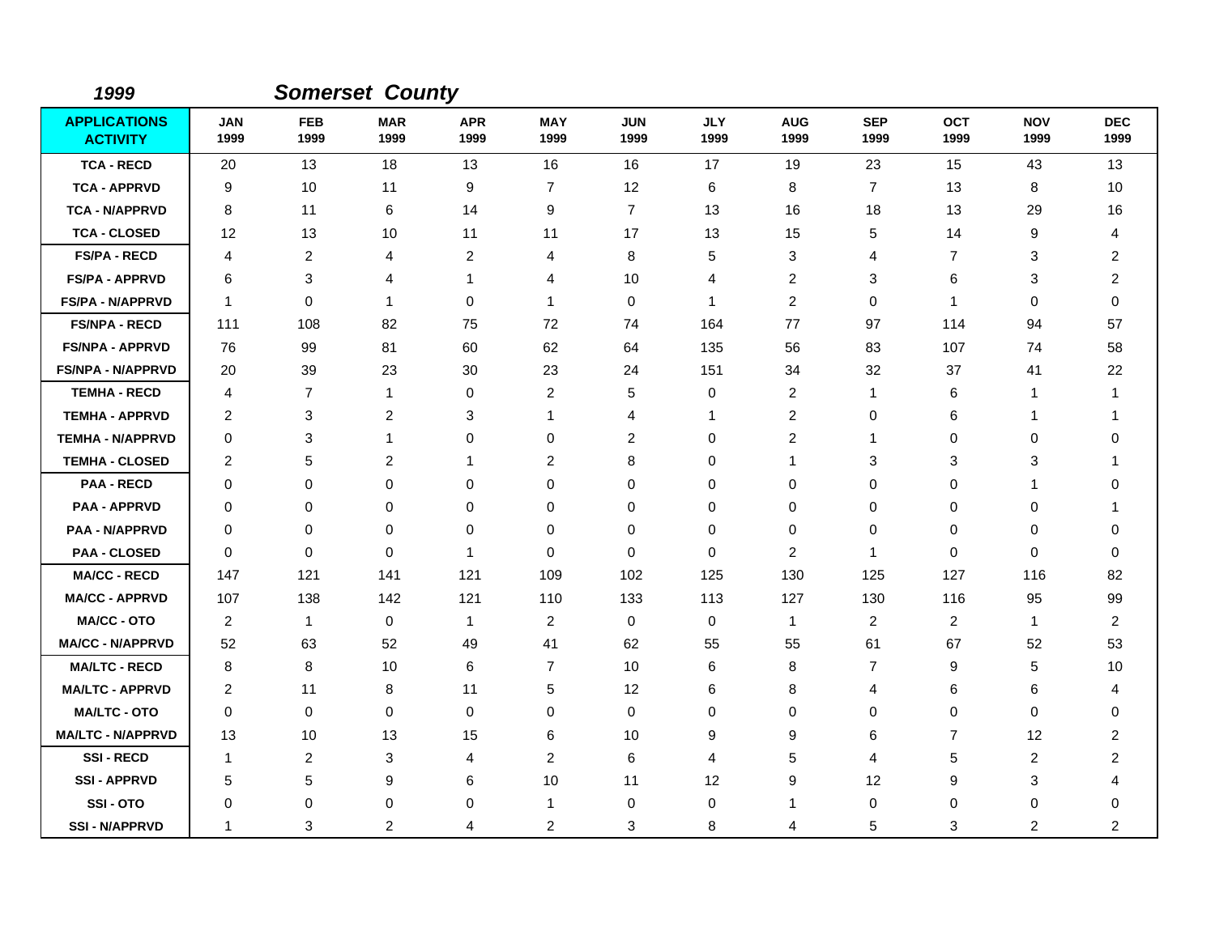*1999* *Somerset County*

| APPLICATIONS ACTIVITY | JAN 1999 | FEB 1999 | MAR 1999 | APR 1999 | MAY 1999 | JUN 1999 | JLY 1999 | AUG 1999 | SEP 1999 | OCT 1999 | NOV 1999 | DEC 1999 |
|---|---|---|---|---|---|---|---|---|---|---|---|---|
| TCA - RECD | 20 | 13 | 18 | 13 | 16 | 16 | 17 | 19 | 23 | 15 | 43 | 13 |
| TCA - APPRVD | 9 | 10 | 11 | 9 | 7 | 12 | 6 | 8 | 7 | 13 | 8 | 10 |
| TCA - N/APPRVD | 8 | 11 | 6 | 14 | 9 | 7 | 13 | 16 | 18 | 13 | 29 | 16 |
| TCA - CLOSED | 12 | 13 | 10 | 11 | 11 | 17 | 13 | 15 | 5 | 14 | 9 | 4 |
| FS/PA - RECD | 4 | 2 | 4 | 2 | 4 | 8 | 5 | 3 | 4 | 7 | 3 | 2 |
| FS/PA - APPRVD | 6 | 3 | 4 | 1 | 4 | 10 | 4 | 2 | 3 | 6 | 3 | 2 |
| FS/PA - N/APPRVD | 1 | 0 | 1 | 0 | 1 | 0 | 1 | 2 | 0 | 1 | 0 | 0 |
| FS/NPA - RECD | 111 | 108 | 82 | 75 | 72 | 74 | 164 | 77 | 97 | 114 | 94 | 57 |
| FS/NPA - APPRVD | 76 | 99 | 81 | 60 | 62 | 64 | 135 | 56 | 83 | 107 | 74 | 58 |
| FS/NPA - N/APPRVD | 20 | 39 | 23 | 30 | 23 | 24 | 151 | 34 | 32 | 37 | 41 | 22 |
| TEMHA - RECD | 4 | 7 | 1 | 0 | 2 | 5 | 0 | 2 | 1 | 6 | 1 | 1 |
| TEMHA - APPRVD | 2 | 3 | 2 | 3 | 1 | 4 | 1 | 2 | 0 | 6 | 1 | 1 |
| TEMHA - N/APPRVD | 0 | 3 | 1 | 0 | 0 | 2 | 0 | 2 | 1 | 0 | 0 | 0 |
| TEMHA - CLOSED | 2 | 5 | 2 | 1 | 2 | 8 | 0 | 1 | 3 | 3 | 3 | 1 |
| PAA - RECD | 0 | 0 | 0 | 0 | 0 | 0 | 0 | 0 | 0 | 0 | 1 | 0 |
| PAA - APPRVD | 0 | 0 | 0 | 0 | 0 | 0 | 0 | 0 | 0 | 0 | 0 | 1 |
| PAA - N/APPRVD | 0 | 0 | 0 | 0 | 0 | 0 | 0 | 0 | 0 | 0 | 0 | 0 |
| PAA - CLOSED | 0 | 0 | 0 | 1 | 0 | 0 | 0 | 2 | 1 | 0 | 0 | 0 |
| MA/CC - RECD | 147 | 121 | 141 | 121 | 109 | 102 | 125 | 130 | 125 | 127 | 116 | 82 |
| MA/CC - APPRVD | 107 | 138 | 142 | 121 | 110 | 133 | 113 | 127 | 130 | 116 | 95 | 99 |
| MA/CC - OTO | 2 | 1 | 0 | 1 | 2 | 0 | 0 | 1 | 2 | 2 | 1 | 2 |
| MA/CC - N/APPRVD | 52 | 63 | 52 | 49 | 41 | 62 | 55 | 55 | 61 | 67 | 52 | 53 |
| MA/LTC - RECD | 8 | 8 | 10 | 6 | 7 | 10 | 6 | 8 | 7 | 9 | 5 | 10 |
| MA/LTC - APPRVD | 2 | 11 | 8 | 11 | 5 | 12 | 6 | 8 | 4 | 6 | 6 | 4 |
| MA/LTC - OTO | 0 | 0 | 0 | 0 | 0 | 0 | 0 | 0 | 0 | 0 | 0 | 0 |
| MA/LTC - N/APPRVD | 13 | 10 | 13 | 15 | 6 | 10 | 9 | 9 | 6 | 7 | 12 | 2 |
| SSI - RECD | 1 | 2 | 3 | 4 | 2 | 6 | 4 | 5 | 4 | 5 | 2 | 2 |
| SSI - APPRVD | 5 | 5 | 9 | 6 | 10 | 11 | 12 | 9 | 12 | 9 | 3 | 4 |
| SSI - OTO | 0 | 0 | 0 | 0 | 1 | 0 | 0 | 1 | 0 | 0 | 0 | 0 |
| SSI - N/APPRVD | 1 | 3 | 2 | 4 | 2 | 3 | 8 | 4 | 5 | 3 | 2 | 2 |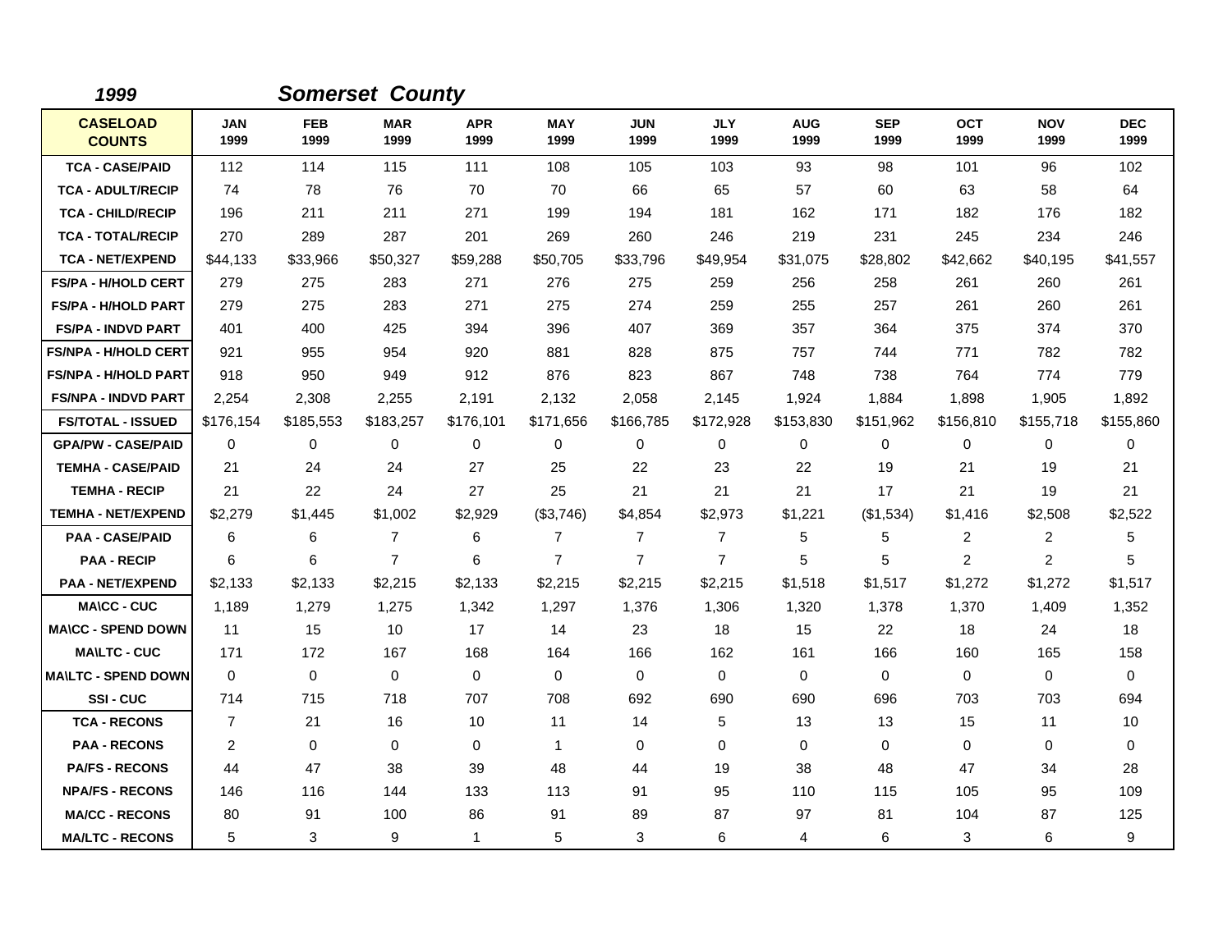*1999* ***Somerset County***

| CASELOAD COUNTS | JAN 1999 | FEB 1999 | MAR 1999 | APR 1999 | MAY 1999 | JUN 1999 | JLY 1999 | AUG 1999 | SEP 1999 | OCT 1999 | NOV 1999 | DEC 1999 |
|---|---|---|---|---|---|---|---|---|---|---|---|---|
| TCA - CASE/PAID | 112 | 114 | 115 | 111 | 108 | 105 | 103 | 93 | 98 | 101 | 96 | 102 |
| TCA - ADULT/RECIP | 74 | 78 | 76 | 70 | 70 | 66 | 65 | 57 | 60 | 63 | 58 | 64 |
| TCA - CHILD/RECIP | 196 | 211 | 211 | 271 | 199 | 194 | 181 | 162 | 171 | 182 | 176 | 182 |
| TCA - TOTAL/RECIP | 270 | 289 | 287 | 201 | 269 | 260 | 246 | 219 | 231 | 245 | 234 | 246 |
| TCA - NET/EXPEND | $44,133 | $33,966 | $50,327 | $59,288 | $50,705 | $33,796 | $49,954 | $31,075 | $28,802 | $42,662 | $40,195 | $41,557 |
| FS/PA - H/HOLD CERT | 279 | 275 | 283 | 271 | 276 | 275 | 259 | 256 | 258 | 261 | 260 | 261 |
| FS/PA - H/HOLD PART | 279 | 275 | 283 | 271 | 275 | 274 | 259 | 255 | 257 | 261 | 260 | 261 |
| FS/PA - INDVD PART | 401 | 400 | 425 | 394 | 396 | 407 | 369 | 357 | 364 | 375 | 374 | 370 |
| FS/NPA - H/HOLD CERT | 921 | 955 | 954 | 920 | 881 | 828 | 875 | 757 | 744 | 771 | 782 | 782 |
| FS/NPA - H/HOLD PART | 918 | 950 | 949 | 912 | 876 | 823 | 867 | 748 | 738 | 764 | 774 | 779 |
| FS/NPA - INDVD PART | 2,254 | 2,308 | 2,255 | 2,191 | 2,132 | 2,058 | 2,145 | 1,924 | 1,884 | 1,898 | 1,905 | 1,892 |
| FS/TOTAL - ISSUED | $176,154 | $185,553 | $183,257 | $176,101 | $171,656 | $166,785 | $172,928 | $153,830 | $151,962 | $156,810 | $155,718 | $155,860 |
| GPA/PW - CASE/PAID | 0 | 0 | 0 | 0 | 0 | 0 | 0 | 0 | 0 | 0 | 0 | 0 |
| TEMHA - CASE/PAID | 21 | 24 | 24 | 27 | 25 | 22 | 23 | 22 | 19 | 21 | 19 | 21 |
| TEMHA - RECIP | 21 | 22 | 24 | 27 | 25 | 21 | 21 | 21 | 17 | 21 | 19 | 21 |
| TEMHA - NET/EXPEND | $2,279 | $1,445 | $1,002 | $2,929 | ($3,746) | $4,854 | $2,973 | $1,221 | ($1,534) | $1,416 | $2,508 | $2,522 |
| PAA - CASE/PAID | 6 | 6 | 7 | 6 | 7 | 7 | 7 | 5 | 5 | 2 | 2 | 5 |
| PAA - RECIP | 6 | 6 | 7 | 6 | 7 | 7 | 7 | 5 | 5 | 2 | 2 | 5 |
| PAA - NET/EXPEND | $2,133 | $2,133 | $2,215 | $2,133 | $2,215 | $2,215 | $2,215 | $1,518 | $1,517 | $1,272 | $1,272 | $1,517 |
| MA\CC - CUC | 1,189 | 1,279 | 1,275 | 1,342 | 1,297 | 1,376 | 1,306 | 1,320 | 1,378 | 1,370 | 1,409 | 1,352 |
| MA\CC - SPEND DOWN | 11 | 15 | 10 | 17 | 14 | 23 | 18 | 15 | 22 | 18 | 24 | 18 |
| MA\LTC - CUC | 171 | 172 | 167 | 168 | 164 | 166 | 162 | 161 | 166 | 160 | 165 | 158 |
| MA\LTC - SPEND DOWN | 0 | 0 | 0 | 0 | 0 | 0 | 0 | 0 | 0 | 0 | 0 | 0 |
| SSI - CUC | 714 | 715 | 718 | 707 | 708 | 692 | 690 | 690 | 696 | 703 | 703 | 694 |
| TCA - RECONS | 7 | 21 | 16 | 10 | 11 | 14 | 5 | 13 | 13 | 15 | 11 | 10 |
| PAA - RECONS | 2 | 0 | 0 | 0 | 1 | 0 | 0 | 0 | 0 | 0 | 0 | 0 |
| PA/FS - RECONS | 44 | 47 | 38 | 39 | 48 | 44 | 19 | 38 | 48 | 47 | 34 | 28 |
| NPA/FS - RECONS | 146 | 116 | 144 | 133 | 113 | 91 | 95 | 110 | 115 | 105 | 95 | 109 |
| MA/CC - RECONS | 80 | 91 | 100 | 86 | 91 | 89 | 87 | 97 | 81 | 104 | 87 | 125 |
| MA/LTC - RECONS | 5 | 3 | 9 | 1 | 5 | 3 | 6 | 4 | 6 | 3 | 6 | 9 |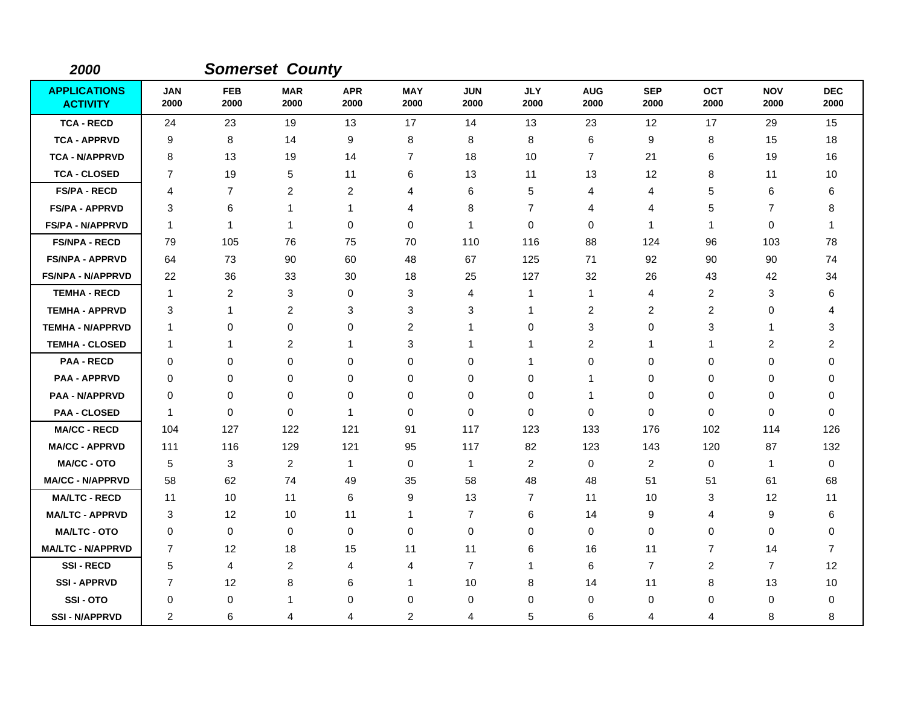# 2000 Somerset County

| APPLICATIONS ACTIVITY | JAN 2000 | FEB 2000 | MAR 2000 | APR 2000 | MAY 2000 | JUN 2000 | JLY 2000 | AUG 2000 | SEP 2000 | OCT 2000 | NOV 2000 | DEC 2000 |
|---|---|---|---|---|---|---|---|---|---|---|---|---|
| TCA - RECD | 24 | 23 | 19 | 13 | 17 | 14 | 13 | 23 | 12 | 17 | 29 | 15 |
| TCA - APPRVD | 9 | 8 | 14 | 9 | 8 | 8 | 8 | 6 | 9 | 8 | 15 | 18 |
| TCA - N/APPRVD | 8 | 13 | 19 | 14 | 7 | 18 | 10 | 7 | 21 | 6 | 19 | 16 |
| TCA - CLOSED | 7 | 19 | 5 | 11 | 6 | 13 | 11 | 13 | 12 | 8 | 11 | 10 |
| FS/PA - RECD | 4 | 7 | 2 | 2 | 4 | 6 | 5 | 4 | 4 | 5 | 6 | 6 |
| FS/PA - APPRVD | 3 | 6 | 1 | 1 | 4 | 8 | 7 | 4 | 4 | 5 | 7 | 8 |
| FS/PA - N/APPRVD | 1 | 1 | 1 | 0 | 0 | 1 | 0 | 0 | 1 | 1 | 0 | 1 |
| FS/NPA - RECD | 79 | 105 | 76 | 75 | 70 | 110 | 116 | 88 | 124 | 96 | 103 | 78 |
| FS/NPA - APPRVD | 64 | 73 | 90 | 60 | 48 | 67 | 125 | 71 | 92 | 90 | 90 | 74 |
| FS/NPA - N/APPRVD | 22 | 36 | 33 | 30 | 18 | 25 | 127 | 32 | 26 | 43 | 42 | 34 |
| TEMHA - RECD | 1 | 2 | 3 | 0 | 3 | 4 | 1 | 1 | 4 | 2 | 3 | 6 |
| TEMHA - APPRVD | 3 | 1 | 2 | 3 | 3 | 3 | 1 | 2 | 2 | 2 | 0 | 4 |
| TEMHA - N/APPRVD | 1 | 0 | 0 | 0 | 2 | 1 | 0 | 3 | 0 | 3 | 1 | 3 |
| TEMHA - CLOSED | 1 | 1 | 2 | 1 | 3 | 1 | 1 | 2 | 1 | 1 | 2 | 2 |
| PAA - RECD | 0 | 0 | 0 | 0 | 0 | 0 | 1 | 0 | 0 | 0 | 0 | 0 |
| PAA - APPRVD | 0 | 0 | 0 | 0 | 0 | 0 | 0 | 1 | 0 | 0 | 0 | 0 |
| PAA - N/APPRVD | 0 | 0 | 0 | 0 | 0 | 0 | 0 | 1 | 0 | 0 | 0 | 0 |
| PAA - CLOSED | 1 | 0 | 0 | 1 | 0 | 0 | 0 | 0 | 0 | 0 | 0 | 0 |
| MA/CC - RECD | 104 | 127 | 122 | 121 | 91 | 117 | 123 | 133 | 176 | 102 | 114 | 126 |
| MA/CC - APPRVD | 111 | 116 | 129 | 121 | 95 | 117 | 82 | 123 | 143 | 120 | 87 | 132 |
| MA/CC - OTO | 5 | 3 | 2 | 1 | 0 | 1 | 2 | 0 | 2 | 0 | 1 | 0 |
| MA/CC - N/APPRVD | 58 | 62 | 74 | 49 | 35 | 58 | 48 | 48 | 51 | 51 | 61 | 68 |
| MA/LTC - RECD | 11 | 10 | 11 | 6 | 9 | 13 | 7 | 11 | 10 | 3 | 12 | 11 |
| MA/LTC - APPRVD | 3 | 12 | 10 | 11 | 1 | 7 | 6 | 14 | 9 | 4 | 9 | 6 |
| MA/LTC - OTO | 0 | 0 | 0 | 0 | 0 | 0 | 0 | 0 | 0 | 0 | 0 | 0 |
| MA/LTC - N/APPRVD | 7 | 12 | 18 | 15 | 11 | 11 | 6 | 16 | 11 | 7 | 14 | 7 |
| SSI - RECD | 5 | 4 | 2 | 4 | 4 | 7 | 1 | 6 | 7 | 2 | 7 | 12 |
| SSI - APPRVD | 7 | 12 | 8 | 6 | 1 | 10 | 8 | 14 | 11 | 8 | 13 | 10 |
| SSI - OTO | 0 | 0 | 1 | 0 | 0 | 0 | 0 | 0 | 0 | 0 | 0 | 0 |
| SSI - N/APPRVD | 2 | 6 | 4 | 4 | 2 | 4 | 5 | 6 | 4 | 4 | 8 | 8 |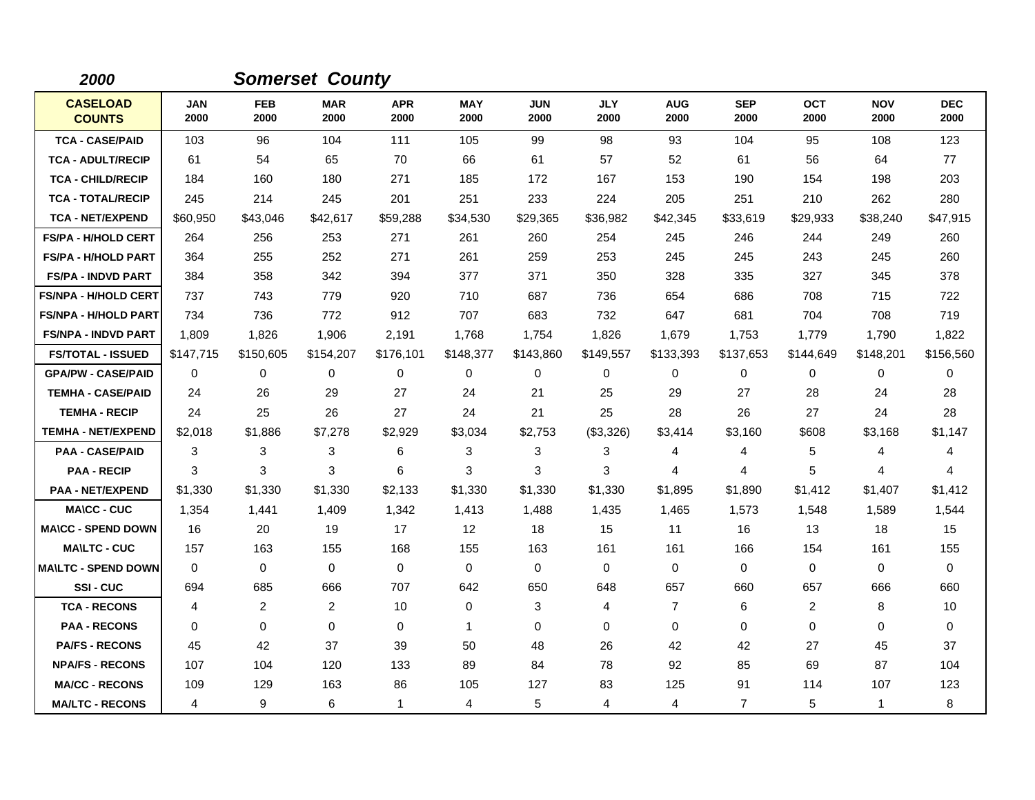**2000** **Somerset County**

| CASELOAD COUNTS | JAN 2000 | FEB 2000 | MAR 2000 | APR 2000 | MAY 2000 | JUN 2000 | JLY 2000 | AUG 2000 | SEP 2000 | OCT 2000 | NOV 2000 | DEC 2000 |
|---|---|---|---|---|---|---|---|---|---|---|---|---|
| TCA - CASE/PAID | 103 | 96 | 104 | 111 | 105 | 99 | 98 | 93 | 104 | 95 | 108 | 123 |
| TCA - ADULT/RECIP | 61 | 54 | 65 | 70 | 66 | 61 | 57 | 52 | 61 | 56 | 64 | 77 |
| TCA - CHILD/RECIP | 184 | 160 | 180 | 271 | 185 | 172 | 167 | 153 | 190 | 154 | 198 | 203 |
| TCA - TOTAL/RECIP | 245 | 214 | 245 | 201 | 251 | 233 | 224 | 205 | 251 | 210 | 262 | 280 |
| TCA - NET/EXPEND | $60,950 | $43,046 | $42,617 | $59,288 | $34,530 | $29,365 | $36,982 | $42,345 | $33,619 | $29,933 | $38,240 | $47,915 |
| FS/PA - H/HOLD CERT | 264 | 256 | 253 | 271 | 261 | 260 | 254 | 245 | 246 | 244 | 249 | 260 |
| FS/PA - H/HOLD PART | 364 | 255 | 252 | 271 | 261 | 259 | 253 | 245 | 245 | 243 | 245 | 260 |
| FS/PA - INDVD PART | 384 | 358 | 342 | 394 | 377 | 371 | 350 | 328 | 335 | 327 | 345 | 378 |
| FS/NPA - H/HOLD CERT | 737 | 743 | 779 | 920 | 710 | 687 | 736 | 654 | 686 | 708 | 715 | 722 |
| FS/NPA - H/HOLD PART | 734 | 736 | 772 | 912 | 707 | 683 | 732 | 647 | 681 | 704 | 708 | 719 |
| FS/NPA - INDVD PART | 1,809 | 1,826 | 1,906 | 2,191 | 1,768 | 1,754 | 1,826 | 1,679 | 1,753 | 1,779 | 1,790 | 1,822 |
| FS/TOTAL - ISSUED | $147,715 | $150,605 | $154,207 | $176,101 | $148,377 | $143,860 | $149,557 | $133,393 | $137,653 | $144,649 | $148,201 | $156,560 |
| GPA/PW - CASE/PAID | 0 | 0 | 0 | 0 | 0 | 0 | 0 | 0 | 0 | 0 | 0 | 0 |
| TEMHA - CASE/PAID | 24 | 26 | 29 | 27 | 24 | 21 | 25 | 29 | 27 | 28 | 24 | 28 |
| TEMHA - RECIP | 24 | 25 | 26 | 27 | 24 | 21 | 25 | 28 | 26 | 27 | 24 | 28 |
| TEMHA - NET/EXPEND | $2,018 | $1,886 | $7,278 | $2,929 | $3,034 | $2,753 | ($3,326) | $3,414 | $3,160 | $608 | $3,168 | $1,147 |
| PAA - CASE/PAID | 3 | 3 | 3 | 6 | 3 | 3 | 3 | 4 | 4 | 5 | 4 | 4 |
| PAA - RECIP | 3 | 3 | 3 | 6 | 3 | 3 | 3 | 4 | 4 | 5 | 4 | 4 |
| PAA - NET/EXPEND | $1,330 | $1,330 | $1,330 | $2,133 | $1,330 | $1,330 | $1,330 | $1,895 | $1,890 | $1,412 | $1,407 | $1,412 |
| MA\CC - CUC | 1,354 | 1,441 | 1,409 | 1,342 | 1,413 | 1,488 | 1,435 | 1,465 | 1,573 | 1,548 | 1,589 | 1,544 |
| MA\CC - SPEND DOWN | 16 | 20 | 19 | 17 | 12 | 18 | 15 | 11 | 16 | 13 | 18 | 15 |
| MA\LTC - CUC | 157 | 163 | 155 | 168 | 155 | 163 | 161 | 161 | 166 | 154 | 161 | 155 |
| MA\LTC - SPEND DOWN | 0 | 0 | 0 | 0 | 0 | 0 | 0 | 0 | 0 | 0 | 0 | 0 |
| SSI - CUC | 694 | 685 | 666 | 707 | 642 | 650 | 648 | 657 | 660 | 657 | 666 | 660 |
| TCA - RECONS | 4 | 2 | 2 | 10 | 0 | 3 | 4 | 7 | 6 | 2 | 8 | 10 |
| PAA - RECONS | 0 | 0 | 0 | 0 | 1 | 0 | 0 | 0 | 0 | 0 | 0 | 0 |
| PA/FS - RECONS | 45 | 42 | 37 | 39 | 50 | 48 | 26 | 42 | 42 | 27 | 45 | 37 |
| NPA/FS - RECONS | 107 | 104 | 120 | 133 | 89 | 84 | 78 | 92 | 85 | 69 | 87 | 104 |
| MA/CC - RECONS | 109 | 129 | 163 | 86 | 105 | 127 | 83 | 125 | 91 | 114 | 107 | 123 |
| MA/LTC - RECONS | 4 | 9 | 6 | 1 | 4 | 5 | 4 | 4 | 7 | 5 | 1 | 8 |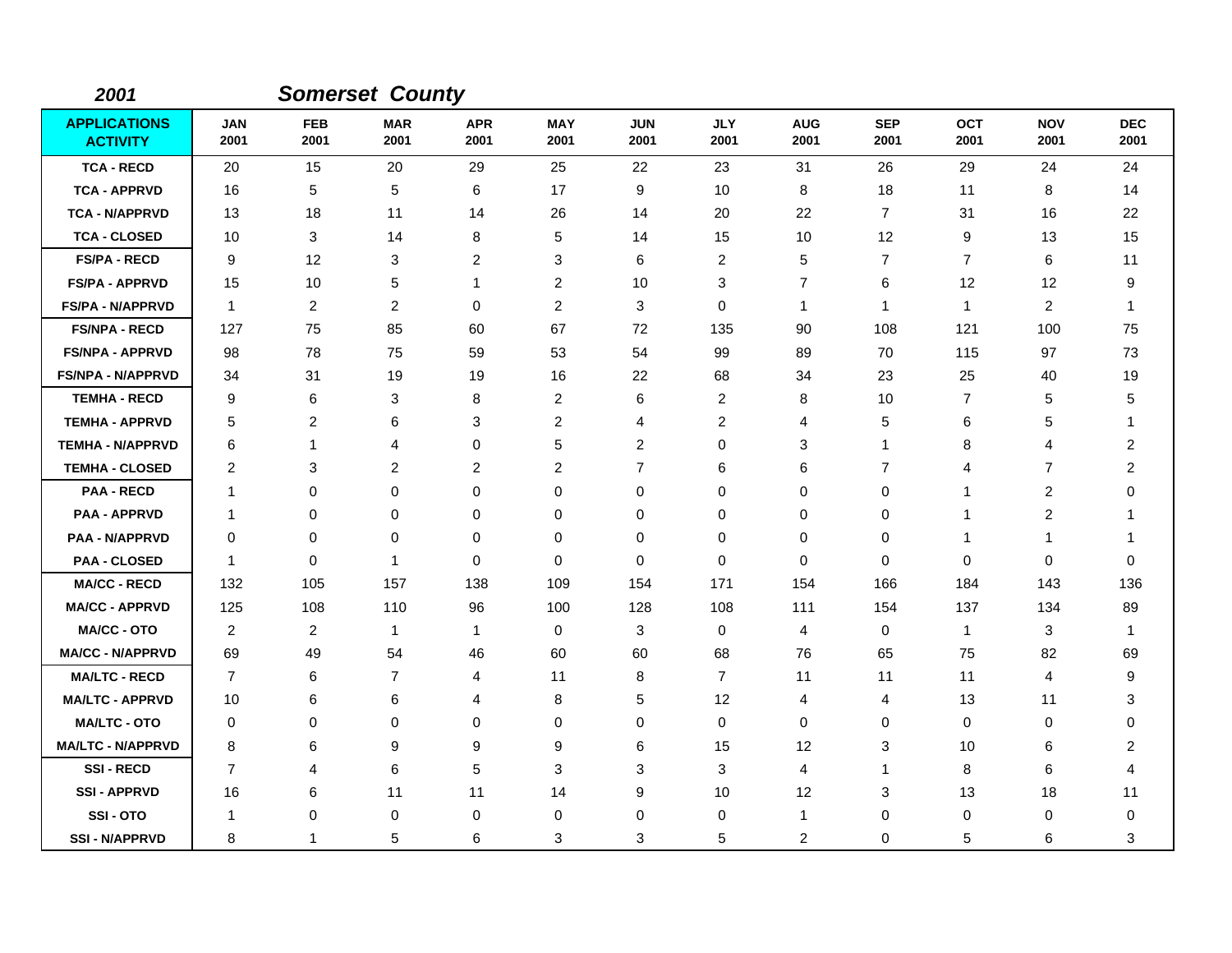*2001* ***Somerset County***

| APPLICATIONS ACTIVITY | JAN 2001 | FEB 2001 | MAR 2001 | APR 2001 | MAY 2001 | JUN 2001 | JLY 2001 | AUG 2001 | SEP 2001 | OCT 2001 | NOV 2001 | DEC 2001 |
|---|---|---|---|---|---|---|---|---|---|---|---|---|
| TCA - RECD | 20 | 15 | 20 | 29 | 25 | 22 | 23 | 31 | 26 | 29 | 24 | 24 |
| TCA - APPRVD | 16 | 5 | 5 | 6 | 17 | 9 | 10 | 8 | 18 | 11 | 8 | 14 |
| TCA - N/APPRVD | 13 | 18 | 11 | 14 | 26 | 14 | 20 | 22 | 7 | 31 | 16 | 22 |
| TCA - CLOSED | 10 | 3 | 14 | 8 | 5 | 14 | 15 | 10 | 12 | 9 | 13 | 15 |
| FS/PA - RECD | 9 | 12 | 3 | 2 | 3 | 6 | 2 | 5 | 7 | 7 | 6 | 11 |
| FS/PA - APPRVD | 15 | 10 | 5 | 1 | 2 | 10 | 3 | 7 | 6 | 12 | 12 | 9 |
| FS/PA - N/APPRVD | 1 | 2 | 2 | 0 | 2 | 3 | 0 | 1 | 1 | 1 | 2 | 1 |
| FS/NPA - RECD | 127 | 75 | 85 | 60 | 67 | 72 | 135 | 90 | 108 | 121 | 100 | 75 |
| FS/NPA - APPRVD | 98 | 78 | 75 | 59 | 53 | 54 | 99 | 89 | 70 | 115 | 97 | 73 |
| FS/NPA - N/APPRVD | 34 | 31 | 19 | 19 | 16 | 22 | 68 | 34 | 23 | 25 | 40 | 19 |
| TEMHA - RECD | 9 | 6 | 3 | 8 | 2 | 6 | 2 | 8 | 10 | 7 | 5 | 5 |
| TEMHA - APPRVD | 5 | 2 | 6 | 3 | 2 | 4 | 2 | 4 | 5 | 6 | 5 | 1 |
| TEMHA - N/APPRVD | 6 | 1 | 4 | 0 | 5 | 2 | 0 | 3 | 1 | 8 | 4 | 2 |
| TEMHA - CLOSED | 2 | 3 | 2 | 2 | 2 | 7 | 6 | 6 | 7 | 4 | 7 | 2 |
| PAA - RECD | 1 | 0 | 0 | 0 | 0 | 0 | 0 | 0 | 0 | 1 | 2 | 0 |
| PAA - APPRVD | 1 | 0 | 0 | 0 | 0 | 0 | 0 | 0 | 0 | 1 | 2 | 1 |
| PAA - N/APPRVD | 0 | 0 | 0 | 0 | 0 | 0 | 0 | 0 | 0 | 1 | 1 | 1 |
| PAA - CLOSED | 1 | 0 | 1 | 0 | 0 | 0 | 0 | 0 | 0 | 0 | 0 | 0 |
| MA/CC - RECD | 132 | 105 | 157 | 138 | 109 | 154 | 171 | 154 | 166 | 184 | 143 | 136 |
| MA/CC - APPRVD | 125 | 108 | 110 | 96 | 100 | 128 | 108 | 111 | 154 | 137 | 134 | 89 |
| MA/CC - OTO | 2 | 2 | 1 | 1 | 0 | 3 | 0 | 4 | 0 | 1 | 3 | 1 |
| MA/CC - N/APPRVD | 69 | 49 | 54 | 46 | 60 | 60 | 68 | 76 | 65 | 75 | 82 | 69 |
| MA/LTC - RECD | 7 | 6 | 7 | 4 | 11 | 8 | 7 | 11 | 11 | 11 | 4 | 9 |
| MA/LTC - APPRVD | 10 | 6 | 6 | 4 | 8 | 5 | 12 | 4 | 4 | 13 | 11 | 3 |
| MA/LTC - OTO | 0 | 0 | 0 | 0 | 0 | 0 | 0 | 0 | 0 | 0 | 0 | 0 |
| MA/LTC - N/APPRVD | 8 | 6 | 9 | 9 | 9 | 6 | 15 | 12 | 3 | 10 | 6 | 2 |
| SSI - RECD | 7 | 4 | 6 | 5 | 3 | 3 | 3 | 4 | 1 | 8 | 6 | 4 |
| SSI - APPRVD | 16 | 6 | 11 | 11 | 14 | 9 | 10 | 12 | 3 | 13 | 18 | 11 |
| SSI - OTO | 1 | 0 | 0 | 0 | 0 | 0 | 0 | 1 | 0 | 0 | 0 | 0 |
| SSI - N/APPRVD | 8 | 1 | 5 | 6 | 3 | 3 | 5 | 2 | 0 | 5 | 6 | 3 |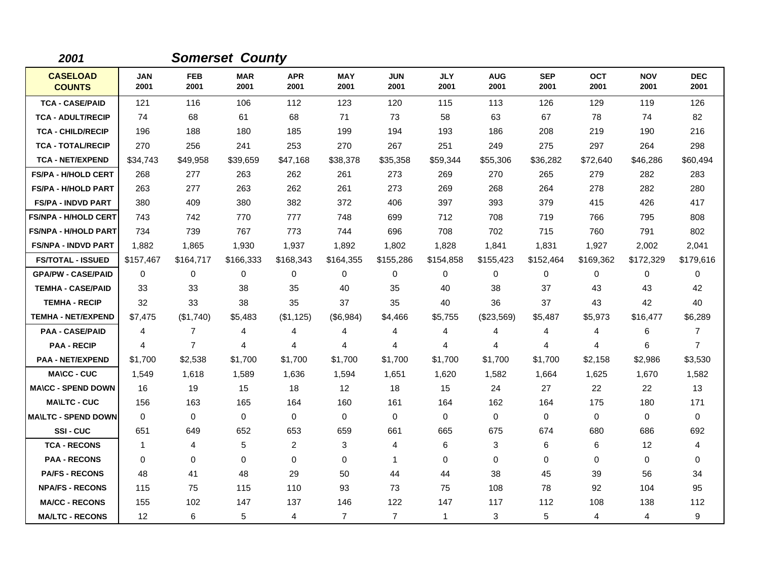**2001** **Somerset County**

| CASELOAD COUNTS | JAN 2001 | FEB 2001 | MAR 2001 | APR 2001 | MAY 2001 | JUN 2001 | JLY 2001 | AUG 2001 | SEP 2001 | OCT 2001 | NOV 2001 | DEC 2001 |
|---|---|---|---|---|---|---|---|---|---|---|---|---|
| TCA - CASE/PAID | 121 | 116 | 106 | 112 | 123 | 120 | 115 | 113 | 126 | 129 | 119 | 126 |
| TCA - ADULT/RECIP | 74 | 68 | 61 | 68 | 71 | 73 | 58 | 63 | 67 | 78 | 74 | 82 |
| TCA - CHILD/RECIP | 196 | 188 | 180 | 185 | 199 | 194 | 193 | 186 | 208 | 219 | 190 | 216 |
| TCA - TOTAL/RECIP | 270 | 256 | 241 | 253 | 270 | 267 | 251 | 249 | 275 | 297 | 264 | 298 |
| TCA - NET/EXPEND | $34,743 | $49,958 | $39,659 | $47,168 | $38,378 | $35,358 | $59,344 | $55,306 | $36,282 | $72,640 | $46,286 | $60,494 |
| FS/PA - H/HOLD CERT | 268 | 277 | 263 | 262 | 261 | 273 | 269 | 270 | 265 | 279 | 282 | 283 |
| FS/PA - H/HOLD PART | 263 | 277 | 263 | 262 | 261 | 273 | 269 | 268 | 264 | 278 | 282 | 280 |
| FS/PA - INDVD PART | 380 | 409 | 380 | 382 | 372 | 406 | 397 | 393 | 379 | 415 | 426 | 417 |
| FS/NPA - H/HOLD CERT | 743 | 742 | 770 | 777 | 748 | 699 | 712 | 708 | 719 | 766 | 795 | 808 |
| FS/NPA - H/HOLD PART | 734 | 739 | 767 | 773 | 744 | 696 | 708 | 702 | 715 | 760 | 791 | 802 |
| FS/NPA - INDVD PART | 1,882 | 1,865 | 1,930 | 1,937 | 1,892 | 1,802 | 1,828 | 1,841 | 1,831 | 1,927 | 2,002 | 2,041 |
| FS/TOTAL - ISSUED | $157,467 | $164,717 | $166,333 | $168,343 | $164,355 | $155,286 | $154,858 | $155,423 | $152,464 | $169,362 | $172,329 | $179,616 |
| GPA/PW - CASE/PAID | 0 | 0 | 0 | 0 | 0 | 0 | 0 | 0 | 0 | 0 | 0 | 0 |
| TEMHA - CASE/PAID | 33 | 33 | 38 | 35 | 40 | 35 | 40 | 38 | 37 | 43 | 43 | 42 |
| TEMHA - RECIP | 32 | 33 | 38 | 35 | 37 | 35 | 40 | 36 | 37 | 43 | 42 | 40 |
| TEMHA - NET/EXPEND | $7,475 | ($1,740) | $5,483 | ($1,125) | ($6,984) | $4,466 | $5,755 | ($23,569) | $5,487 | $5,973 | $16,477 | $6,289 |
| PAA - CASE/PAID | 4 | 7 | 4 | 4 | 4 | 4 | 4 | 4 | 4 | 4 | 6 | 7 |
| PAA - RECIP | 4 | 7 | 4 | 4 | 4 | 4 | 4 | 4 | 4 | 4 | 6 | 7 |
| PAA - NET/EXPEND | $1,700 | $2,538 | $1,700 | $1,700 | $1,700 | $1,700 | $1,700 | $1,700 | $1,700 | $2,158 | $2,986 | $3,530 |
| MA\CC - CUC | 1,549 | 1,618 | 1,589 | 1,636 | 1,594 | 1,651 | 1,620 | 1,582 | 1,664 | 1,625 | 1,670 | 1,582 |
| MA\CC - SPEND DOWN | 16 | 19 | 15 | 18 | 12 | 18 | 15 | 24 | 27 | 22 | 22 | 13 |
| MA\LTC - CUC | 156 | 163 | 165 | 164 | 160 | 161 | 164 | 162 | 164 | 175 | 180 | 171 |
| MA\LTC - SPEND DOWN | 0 | 0 | 0 | 0 | 0 | 0 | 0 | 0 | 0 | 0 | 0 | 0 |
| SSI - CUC | 651 | 649 | 652 | 653 | 659 | 661 | 665 | 675 | 674 | 680 | 686 | 692 |
| TCA - RECONS | 1 | 4 | 5 | 2 | 3 | 4 | 6 | 3 | 6 | 6 | 12 | 4 |
| PAA - RECONS | 0 | 0 | 0 | 0 | 0 | 1 | 0 | 0 | 0 | 0 | 0 | 0 |
| PA/FS - RECONS | 48 | 41 | 48 | 29 | 50 | 44 | 44 | 38 | 45 | 39 | 56 | 34 |
| NPA/FS - RECONS | 115 | 75 | 115 | 110 | 93 | 73 | 75 | 108 | 78 | 92 | 104 | 95 |
| MA/CC - RECONS | 155 | 102 | 147 | 137 | 146 | 122 | 147 | 117 | 112 | 108 | 138 | 112 |
| MA/LTC - RECONS | 12 | 6 | 5 | 4 | 7 | 7 | 1 | 3 | 5 | 4 | 4 | 9 |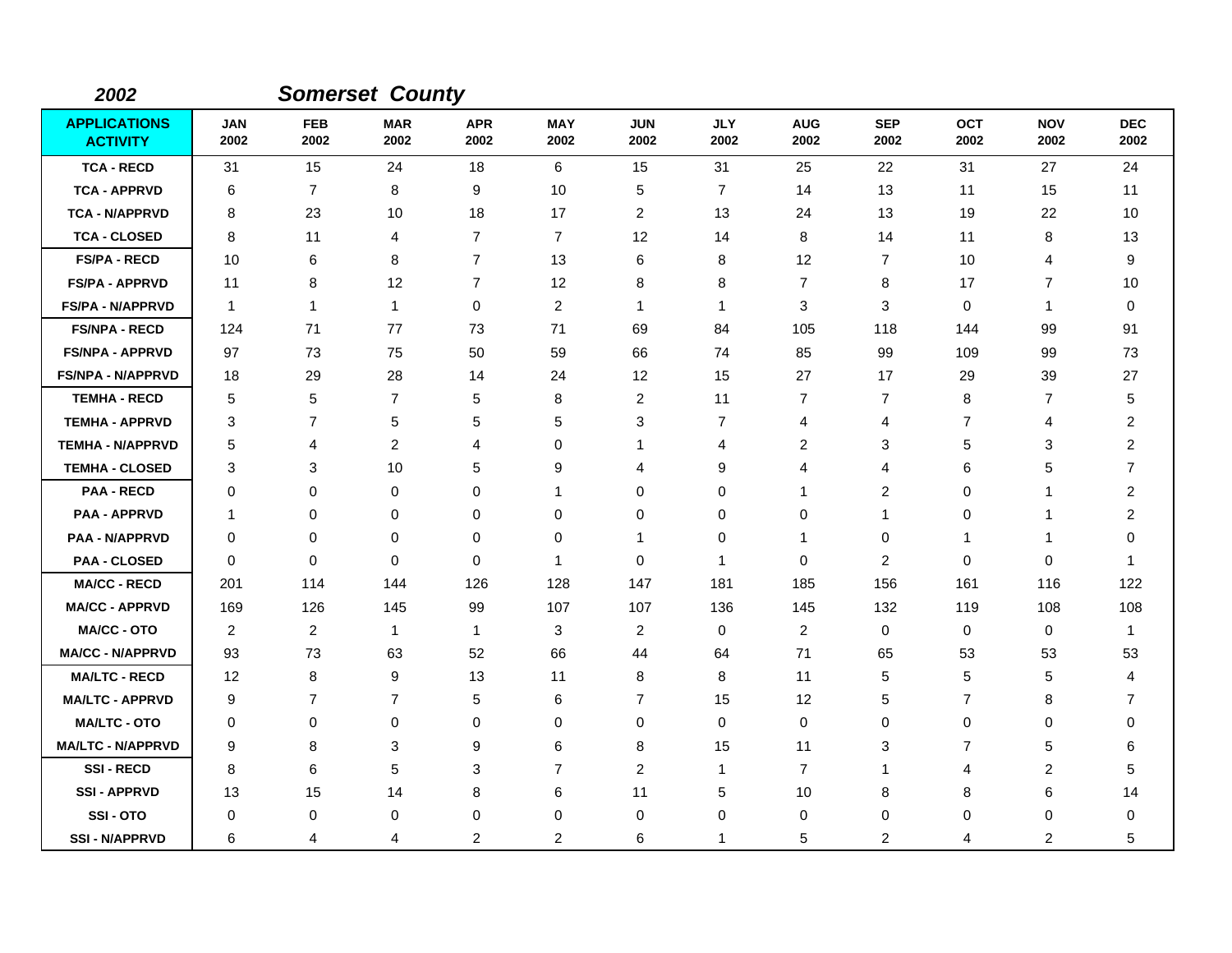**2002** ***Somerset County***

| APPLICATIONS ACTIVITY | JAN 2002 | FEB 2002 | MAR 2002 | APR 2002 | MAY 2002 | JUN 2002 | JLY 2002 | AUG 2002 | SEP 2002 | OCT 2002 | NOV 2002 | DEC 2002 |
|---|---|---|---|---|---|---|---|---|---|---|---|---|
| TCA - RECD | 31 | 15 | 24 | 18 | 6 | 15 | 31 | 25 | 22 | 31 | 27 | 24 |
| TCA - APPRVD | 6 | 7 | 8 | 9 | 10 | 5 | 7 | 14 | 13 | 11 | 15 | 11 |
| TCA - N/APPRVD | 8 | 23 | 10 | 18 | 17 | 2 | 13 | 24 | 13 | 19 | 22 | 10 |
| TCA - CLOSED | 8 | 11 | 4 | 7 | 7 | 12 | 14 | 8 | 14 | 11 | 8 | 13 |
| FS/PA - RECD | 10 | 6 | 8 | 7 | 13 | 6 | 8 | 12 | 7 | 10 | 4 | 9 |
| FS/PA - APPRVD | 11 | 8 | 12 | 7 | 12 | 8 | 8 | 7 | 8 | 17 | 7 | 10 |
| FS/PA - N/APPRVD | 1 | 1 | 1 | 0 | 2 | 1 | 1 | 3 | 3 | 0 | 1 | 0 |
| FS/NPA - RECD | 124 | 71 | 77 | 73 | 71 | 69 | 84 | 105 | 118 | 144 | 99 | 91 |
| FS/NPA - APPRVD | 97 | 73 | 75 | 50 | 59 | 66 | 74 | 85 | 99 | 109 | 99 | 73 |
| FS/NPA - N/APPRVD | 18 | 29 | 28 | 14 | 24 | 12 | 15 | 27 | 17 | 29 | 39 | 27 |
| TEMHA - RECD | 5 | 5 | 7 | 5 | 8 | 2 | 11 | 7 | 7 | 8 | 7 | 5 |
| TEMHA - APPRVD | 3 | 7 | 5 | 5 | 5 | 3 | 7 | 4 | 4 | 7 | 4 | 2 |
| TEMHA - N/APPRVD | 5 | 4 | 2 | 4 | 0 | 1 | 4 | 2 | 3 | 5 | 3 | 2 |
| TEMHA - CLOSED | 3 | 3 | 10 | 5 | 9 | 4 | 9 | 4 | 4 | 6 | 5 | 7 |
| PAA - RECD | 0 | 0 | 0 | 0 | 1 | 0 | 0 | 1 | 2 | 0 | 1 | 2 |
| PAA - APPRVD | 1 | 0 | 0 | 0 | 0 | 0 | 0 | 0 | 1 | 0 | 1 | 2 |
| PAA - N/APPRVD | 0 | 0 | 0 | 0 | 0 | 1 | 0 | 1 | 0 | 1 | 1 | 0 |
| PAA - CLOSED | 0 | 0 | 0 | 0 | 1 | 0 | 1 | 0 | 2 | 0 | 0 | 1 |
| MA/CC - RECD | 201 | 114 | 144 | 126 | 128 | 147 | 181 | 185 | 156 | 161 | 116 | 122 |
| MA/CC - APPRVD | 169 | 126 | 145 | 99 | 107 | 107 | 136 | 145 | 132 | 119 | 108 | 108 |
| MA/CC - OTO | 2 | 2 | 1 | 1 | 3 | 2 | 0 | 2 | 0 | 0 | 0 | 1 |
| MA/CC - N/APPRVD | 93 | 73 | 63 | 52 | 66 | 44 | 64 | 71 | 65 | 53 | 53 | 53 |
| MA/LTC - RECD | 12 | 8 | 9 | 13 | 11 | 8 | 8 | 11 | 5 | 5 | 5 | 4 |
| MA/LTC - APPRVD | 9 | 7 | 7 | 5 | 6 | 7 | 15 | 12 | 5 | 7 | 8 | 7 |
| MA/LTC - OTO | 0 | 0 | 0 | 0 | 0 | 0 | 0 | 0 | 0 | 0 | 0 | 0 |
| MA/LTC - N/APPRVD | 9 | 8 | 3 | 9 | 6 | 8 | 15 | 11 | 3 | 7 | 5 | 6 |
| SSI - RECD | 8 | 6 | 5 | 3 | 7 | 2 | 1 | 7 | 1 | 4 | 2 | 5 |
| SSI - APPRVD | 13 | 15 | 14 | 8 | 6 | 11 | 5 | 10 | 8 | 8 | 6 | 14 |
| SSI - OTO | 0 | 0 | 0 | 0 | 0 | 0 | 0 | 0 | 0 | 0 | 0 | 0 |
| SSI - N/APPRVD | 6 | 4 | 4 | 2 | 2 | 6 | 1 | 5 | 2 | 4 | 2 | 5 |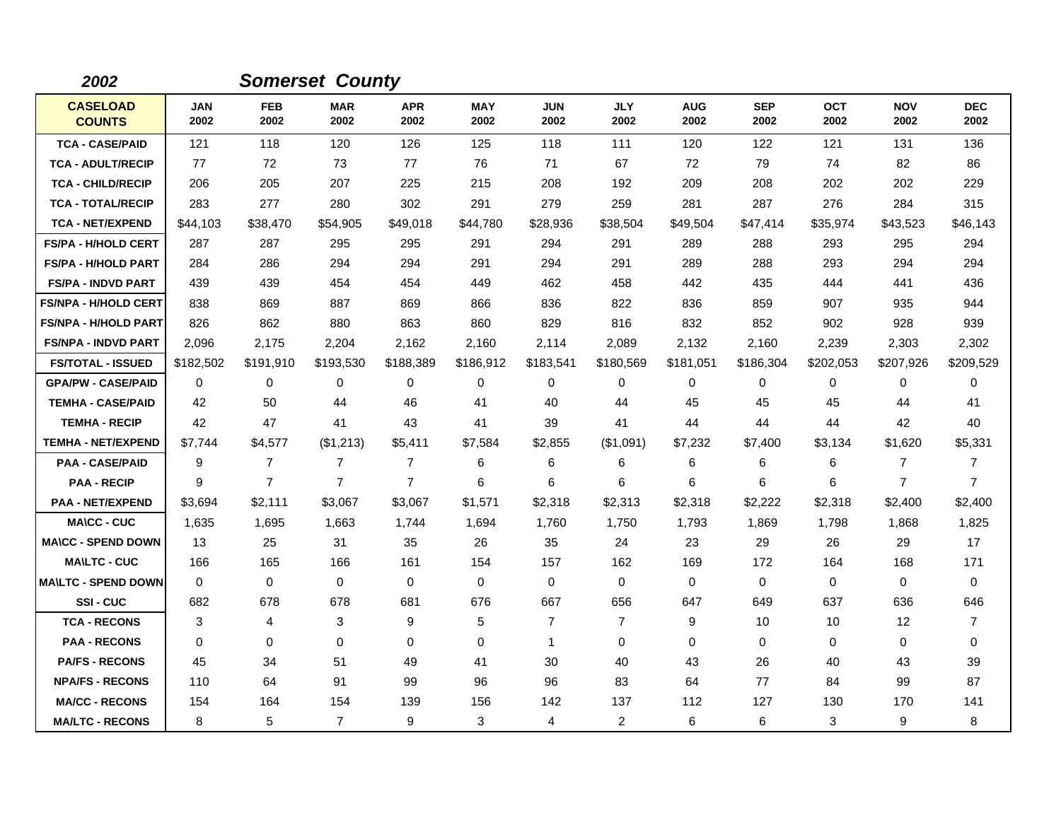*2002* ***Somerset County***

| CASELOAD COUNTS | JAN 2002 | FEB 2002 | MAR 2002 | APR 2002 | MAY 2002 | JUN 2002 | JLY 2002 | AUG 2002 | SEP 2002 | OCT 2002 | NOV 2002 | DEC 2002 |
|---|---|---|---|---|---|---|---|---|---|---|---|---|
| TCA - CASE/PAID | 121 | 118 | 120 | 126 | 125 | 118 | 111 | 120 | 122 | 121 | 131 | 136 |
| TCA - ADULT/RECIP | 77 | 72 | 73 | 77 | 76 | 71 | 67 | 72 | 79 | 74 | 82 | 86 |
| TCA - CHILD/RECIP | 206 | 205 | 207 | 225 | 215 | 208 | 192 | 209 | 208 | 202 | 202 | 229 |
| TCA - TOTAL/RECIP | 283 | 277 | 280 | 302 | 291 | 279 | 259 | 281 | 287 | 276 | 284 | 315 |
| TCA - NET/EXPEND | $44,103 | $38,470 | $54,905 | $49,018 | $44,780 | $28,936 | $38,504 | $49,504 | $47,414 | $35,974 | $43,523 | $46,143 |
| FS/PA - H/HOLD CERT | 287 | 287 | 295 | 295 | 291 | 294 | 291 | 289 | 288 | 293 | 295 | 294 |
| FS/PA - H/HOLD PART | 284 | 286 | 294 | 294 | 291 | 294 | 291 | 289 | 288 | 293 | 294 | 294 |
| FS/PA - INDVD PART | 439 | 439 | 454 | 454 | 449 | 462 | 458 | 442 | 435 | 444 | 441 | 436 |
| FS/NPA - H/HOLD CERT | 838 | 869 | 887 | 869 | 866 | 836 | 822 | 836 | 859 | 907 | 935 | 944 |
| FS/NPA - H/HOLD PART | 826 | 862 | 880 | 863 | 860 | 829 | 816 | 832 | 852 | 902 | 928 | 939 |
| FS/NPA - INDVD PART | 2,096 | 2,175 | 2,204 | 2,162 | 2,160 | 2,114 | 2,089 | 2,132 | 2,160 | 2,239 | 2,303 | 2,302 |
| FS/TOTAL - ISSUED | $182,502 | $191,910 | $193,530 | $188,389 | $186,912 | $183,541 | $180,569 | $181,051 | $186,304 | $202,053 | $207,926 | $209,529 |
| GPA/PW - CASE/PAID | 0 | 0 | 0 | 0 | 0 | 0 | 0 | 0 | 0 | 0 | 0 | 0 |
| TEMHA - CASE/PAID | 42 | 50 | 44 | 46 | 41 | 40 | 44 | 45 | 45 | 45 | 44 | 41 |
| TEMHA - RECIP | 42 | 47 | 41 | 43 | 41 | 39 | 41 | 44 | 44 | 44 | 42 | 40 |
| TEMHA - NET/EXPEND | $7,744 | $4,577 | ($1,213) | $5,411 | $7,584 | $2,855 | ($1,091) | $7,232 | $7,400 | $3,134 | $1,620 | $5,331 |
| PAA - CASE/PAID | 9 | 7 | 7 | 7 | 6 | 6 | 6 | 6 | 6 | 6 | 7 | 7 |
| PAA - RECIP | 9 | 7 | 7 | 7 | 6 | 6 | 6 | 6 | 6 | 6 | 7 | 7 |
| PAA - NET/EXPEND | $3,694 | $2,111 | $3,067 | $3,067 | $1,571 | $2,318 | $2,313 | $2,318 | $2,222 | $2,318 | $2,400 | $2,400 |
| MA\CC - CUC | 1,635 | 1,695 | 1,663 | 1,744 | 1,694 | 1,760 | 1,750 | 1,793 | 1,869 | 1,798 | 1,868 | 1,825 |
| MA\CC - SPEND DOWN | 13 | 25 | 31 | 35 | 26 | 35 | 24 | 23 | 29 | 26 | 29 | 17 |
| MA\LTC - CUC | 166 | 165 | 166 | 161 | 154 | 157 | 162 | 169 | 172 | 164 | 168 | 171 |
| MA\LTC - SPEND DOWN | 0 | 0 | 0 | 0 | 0 | 0 | 0 | 0 | 0 | 0 | 0 | 0 |
| SSI - CUC | 682 | 678 | 678 | 681 | 676 | 667 | 656 | 647 | 649 | 637 | 636 | 646 |
| TCA - RECONS | 3 | 4 | 3 | 9 | 5 | 7 | 7 | 9 | 10 | 10 | 12 | 7 |
| PAA - RECONS | 0 | 0 | 0 | 0 | 0 | 1 | 0 | 0 | 0 | 0 | 0 | 0 |
| PA/FS - RECONS | 45 | 34 | 51 | 49 | 41 | 30 | 40 | 43 | 26 | 40 | 43 | 39 |
| NPA/FS - RECONS | 110 | 64 | 91 | 99 | 96 | 96 | 83 | 64 | 77 | 84 | 99 | 87 |
| MA/CC - RECONS | 154 | 164 | 154 | 139 | 156 | 142 | 137 | 112 | 127 | 130 | 170 | 141 |
| MA/LTC - RECONS | 8 | 5 | 7 | 9 | 3 | 4 | 2 | 6 | 6 | 3 | 9 | 8 |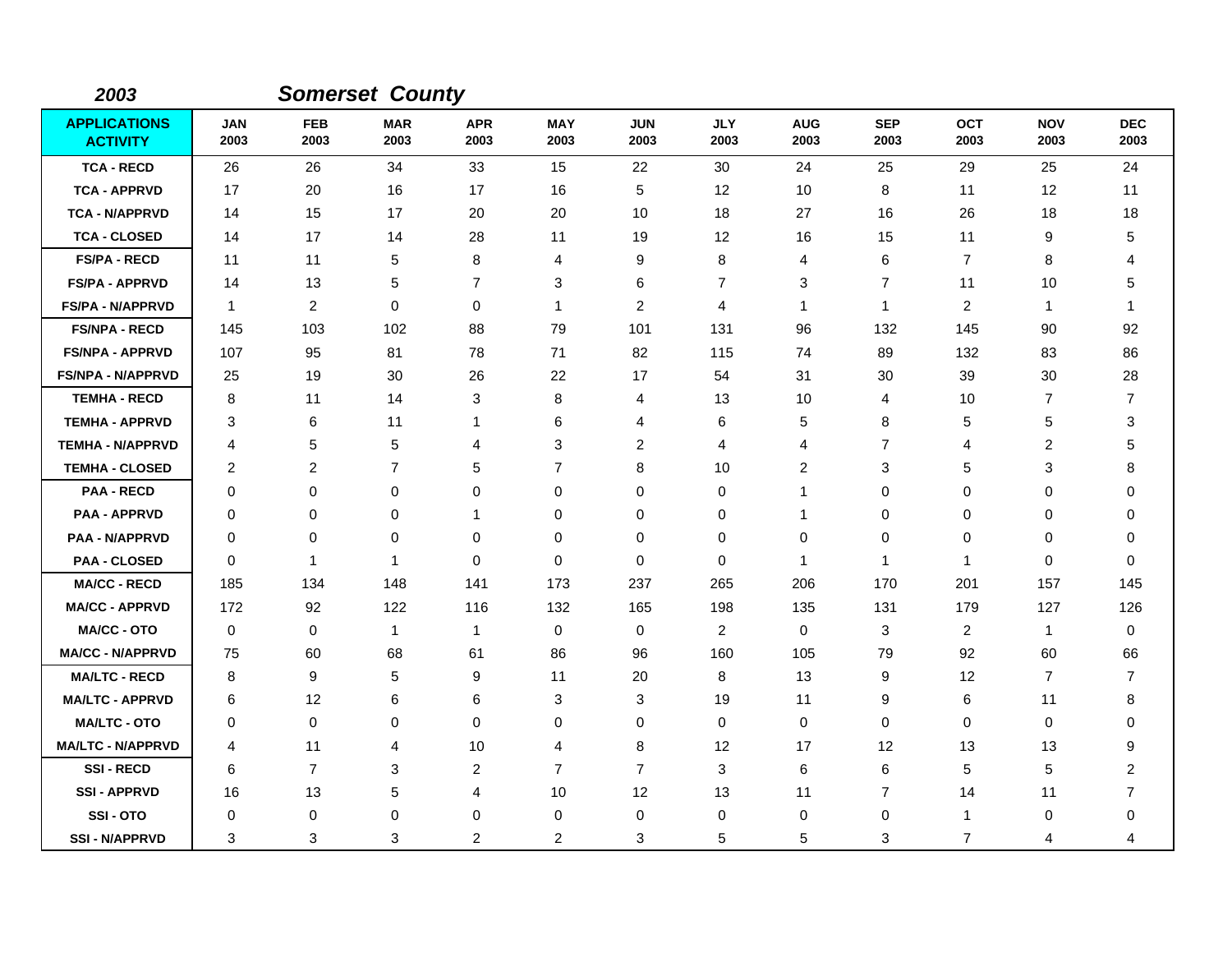*2003* ***Somerset County***

| APPLICATIONS ACTIVITY | JAN 2003 | FEB 2003 | MAR 2003 | APR 2003 | MAY 2003 | JUN 2003 | JLY 2003 | AUG 2003 | SEP 2003 | OCT 2003 | NOV 2003 | DEC 2003 |
|---|---|---|---|---|---|---|---|---|---|---|---|---|
| TCA - RECD | 26 | 26 | 34 | 33 | 15 | 22 | 30 | 24 | 25 | 29 | 25 | 24 |
| TCA - APPRVD | 17 | 20 | 16 | 17 | 16 | 5 | 12 | 10 | 8 | 11 | 12 | 11 |
| TCA - N/APPRVD | 14 | 15 | 17 | 20 | 20 | 10 | 18 | 27 | 16 | 26 | 18 | 18 |
| TCA - CLOSED | 14 | 17 | 14 | 28 | 11 | 19 | 12 | 16 | 15 | 11 | 9 | 5 |
| FS/PA - RECD | 11 | 11 | 5 | 8 | 4 | 9 | 8 | 4 | 6 | 7 | 8 | 4 |
| FS/PA - APPRVD | 14 | 13 | 5 | 7 | 3 | 6 | 7 | 3 | 7 | 11 | 10 | 5 |
| FS/PA - N/APPRVD | 1 | 2 | 0 | 0 | 1 | 2 | 4 | 1 | 1 | 2 | 1 | 1 |
| FS/NPA - RECD | 145 | 103 | 102 | 88 | 79 | 101 | 131 | 96 | 132 | 145 | 90 | 92 |
| FS/NPA - APPRVD | 107 | 95 | 81 | 78 | 71 | 82 | 115 | 74 | 89 | 132 | 83 | 86 |
| FS/NPA - N/APPRVD | 25 | 19 | 30 | 26 | 22 | 17 | 54 | 31 | 30 | 39 | 30 | 28 |
| TEMHA - RECD | 8 | 11 | 14 | 3 | 8 | 4 | 13 | 10 | 4 | 10 | 7 | 7 |
| TEMHA - APPRVD | 3 | 6 | 11 | 1 | 6 | 4 | 6 | 5 | 8 | 5 | 5 | 3 |
| TEMHA - N/APPRVD | 4 | 5 | 5 | 4 | 3 | 2 | 4 | 4 | 7 | 4 | 2 | 5 |
| TEMHA - CLOSED | 2 | 2 | 7 | 5 | 7 | 8 | 10 | 2 | 3 | 5 | 3 | 8 |
| PAA - RECD | 0 | 0 | 0 | 0 | 0 | 0 | 0 | 1 | 0 | 0 | 0 | 0 |
| PAA - APPRVD | 0 | 0 | 0 | 1 | 0 | 0 | 0 | 1 | 0 | 0 | 0 | 0 |
| PAA - N/APPRVD | 0 | 0 | 0 | 0 | 0 | 0 | 0 | 0 | 0 | 0 | 0 | 0 |
| PAA - CLOSED | 0 | 1 | 1 | 0 | 0 | 0 | 0 | 1 | 1 | 1 | 0 | 0 |
| MA/CC - RECD | 185 | 134 | 148 | 141 | 173 | 237 | 265 | 206 | 170 | 201 | 157 | 145 |
| MA/CC - APPRVD | 172 | 92 | 122 | 116 | 132 | 165 | 198 | 135 | 131 | 179 | 127 | 126 |
| MA/CC - OTO | 0 | 0 | 1 | 1 | 0 | 0 | 2 | 0 | 3 | 2 | 1 | 0 |
| MA/CC - N/APPRVD | 75 | 60 | 68 | 61 | 86 | 96 | 160 | 105 | 79 | 92 | 60 | 66 |
| MA/LTC - RECD | 8 | 9 | 5 | 9 | 11 | 20 | 8 | 13 | 9 | 12 | 7 | 7 |
| MA/LTC - APPRVD | 6 | 12 | 6 | 6 | 3 | 3 | 19 | 11 | 9 | 6 | 11 | 8 |
| MA/LTC - OTO | 0 | 0 | 0 | 0 | 0 | 0 | 0 | 0 | 0 | 0 | 0 | 0 |
| MA/LTC - N/APPRVD | 4 | 11 | 4 | 10 | 4 | 8 | 12 | 17 | 12 | 13 | 13 | 9 |
| SSI - RECD | 6 | 7 | 3 | 2 | 7 | 7 | 3 | 6 | 6 | 5 | 5 | 2 |
| SSI - APPRVD | 16 | 13 | 5 | 4 | 10 | 12 | 13 | 11 | 7 | 14 | 11 | 7 |
| SSI - OTO | 0 | 0 | 0 | 0 | 0 | 0 | 0 | 0 | 0 | 1 | 0 | 0 |
| SSI - N/APPRVD | 3 | 3 | 3 | 2 | 2 | 3 | 5 | 5 | 3 | 7 | 4 | 4 |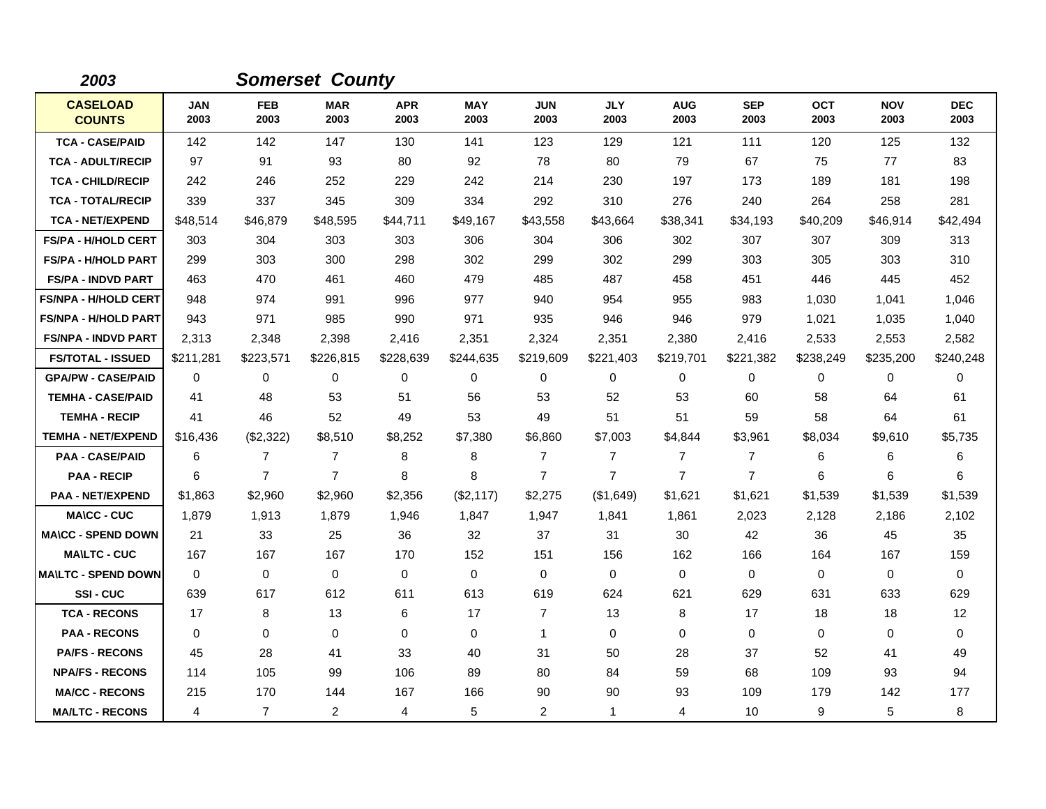**2003** **Somerset County**

| CASELOAD COUNTS | JAN 2003 | FEB 2003 | MAR 2003 | APR 2003 | MAY 2003 | JUN 2003 | JLY 2003 | AUG 2003 | SEP 2003 | OCT 2003 | NOV 2003 | DEC 2003 |
|---|---|---|---|---|---|---|---|---|---|---|---|---|
| TCA - CASE/PAID | 142 | 142 | 147 | 130 | 141 | 123 | 129 | 121 | 111 | 120 | 125 | 132 |
| TCA - ADULT/RECIP | 97 | 91 | 93 | 80 | 92 | 78 | 80 | 79 | 67 | 75 | 77 | 83 |
| TCA - CHILD/RECIP | 242 | 246 | 252 | 229 | 242 | 214 | 230 | 197 | 173 | 189 | 181 | 198 |
| TCA - TOTAL/RECIP | 339 | 337 | 345 | 309 | 334 | 292 | 310 | 276 | 240 | 264 | 258 | 281 |
| TCA - NET/EXPEND | $48,514 | $46,879 | $48,595 | $44,711 | $49,167 | $43,558 | $43,664 | $38,341 | $34,193 | $40,209 | $46,914 | $42,494 |
| FS/PA - H/HOLD CERT | 303 | 304 | 303 | 303 | 306 | 304 | 306 | 302 | 307 | 307 | 309 | 313 |
| FS/PA - H/HOLD PART | 299 | 303 | 300 | 298 | 302 | 299 | 302 | 299 | 303 | 305 | 303 | 310 |
| FS/PA - INDVD PART | 463 | 470 | 461 | 460 | 479 | 485 | 487 | 458 | 451 | 446 | 445 | 452 |
| FS/NPA - H/HOLD CERT | 948 | 974 | 991 | 996 | 977 | 940 | 954 | 955 | 983 | 1,030 | 1,041 | 1,046 |
| FS/NPA - H/HOLD PART | 943 | 971 | 985 | 990 | 971 | 935 | 946 | 946 | 979 | 1,021 | 1,035 | 1,040 |
| FS/NPA - INDVD PART | 2,313 | 2,348 | 2,398 | 2,416 | 2,351 | 2,324 | 2,351 | 2,380 | 2,416 | 2,533 | 2,553 | 2,582 |
| FS/TOTAL - ISSUED | $211,281 | $223,571 | $226,815 | $228,639 | $244,635 | $219,609 | $221,403 | $219,701 | $221,382 | $238,249 | $235,200 | $240,248 |
| GPA/PW - CASE/PAID | 0 | 0 | 0 | 0 | 0 | 0 | 0 | 0 | 0 | 0 | 0 | 0 |
| TEMHA - CASE/PAID | 41 | 48 | 53 | 51 | 56 | 53 | 52 | 53 | 60 | 58 | 64 | 61 |
| TEMHA - RECIP | 41 | 46 | 52 | 49 | 53 | 49 | 51 | 51 | 59 | 58 | 64 | 61 |
| TEMHA - NET/EXPEND | $16,436 | ($2,322) | $8,510 | $8,252 | $7,380 | $6,860 | $7,003 | $4,844 | $3,961 | $8,034 | $9,610 | $5,735 |
| PAA - CASE/PAID | 6 | 7 | 7 | 8 | 8 | 7 | 7 | 7 | 7 | 6 | 6 | 6 |
| PAA - RECIP | 6 | 7 | 7 | 8 | 8 | 7 | 7 | 7 | 7 | 6 | 6 | 6 |
| PAA - NET/EXPEND | $1,863 | $2,960 | $2,960 | $2,356 | ($2,117) | $2,275 | ($1,649) | $1,621 | $1,621 | $1,539 | $1,539 | $1,539 |
| MA\CC - CUC | 1,879 | 1,913 | 1,879 | 1,946 | 1,847 | 1,947 | 1,841 | 1,861 | 2,023 | 2,128 | 2,186 | 2,102 |
| MA\CC - SPEND DOWN | 21 | 33 | 25 | 36 | 32 | 37 | 31 | 30 | 42 | 36 | 45 | 35 |
| MA\LTC - CUC | 167 | 167 | 167 | 170 | 152 | 151 | 156 | 162 | 166 | 164 | 167 | 159 |
| MA\LTC - SPEND DOWN | 0 | 0 | 0 | 0 | 0 | 0 | 0 | 0 | 0 | 0 | 0 | 0 |
| SSI - CUC | 639 | 617 | 612 | 611 | 613 | 619 | 624 | 621 | 629 | 631 | 633 | 629 |
| TCA - RECONS | 17 | 8 | 13 | 6 | 17 | 7 | 13 | 8 | 17 | 18 | 18 | 12 |
| PAA - RECONS | 0 | 0 | 0 | 0 | 0 | 1 | 0 | 0 | 0 | 0 | 0 | 0 |
| PA/FS - RECONS | 45 | 28 | 41 | 33 | 40 | 31 | 50 | 28 | 37 | 52 | 41 | 49 |
| NPA/FS - RECONS | 114 | 105 | 99 | 106 | 89 | 80 | 84 | 59 | 68 | 109 | 93 | 94 |
| MA/CC - RECONS | 215 | 170 | 144 | 167 | 166 | 90 | 90 | 93 | 109 | 179 | 142 | 177 |
| MA/LTC - RECONS | 4 | 7 | 2 | 4 | 5 | 2 | 1 | 4 | 10 | 9 | 5 | 8 |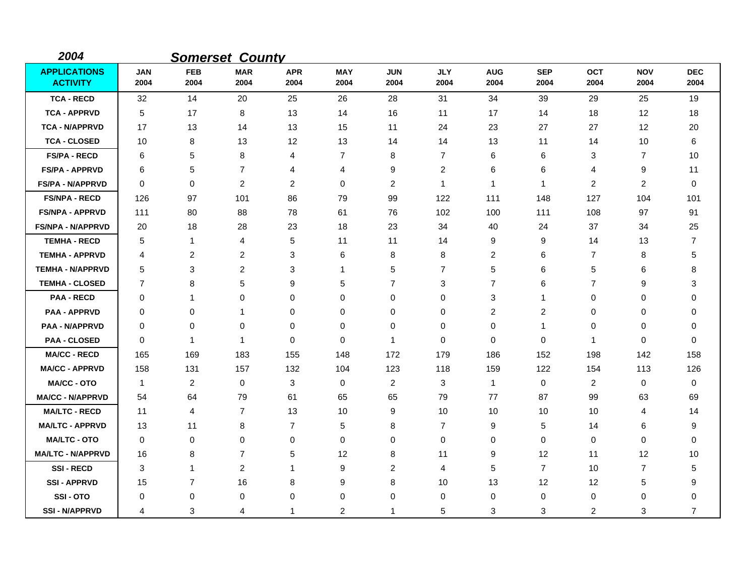*2004* ***Somerset County***

| APPLICATIONS ACTIVITY | JAN 2004 | FEB 2004 | MAR 2004 | APR 2004 | MAY 2004 | JUN 2004 | JLY 2004 | AUG 2004 | SEP 2004 | OCT 2004 | NOV 2004 | DEC 2004 |
|---|---|---|---|---|---|---|---|---|---|---|---|---|
| TCA - RECD | 32 | 14 | 20 | 25 | 26 | 28 | 31 | 34 | 39 | 29 | 25 | 19 |
| TCA - APPRVD | 5 | 17 | 8 | 13 | 14 | 16 | 11 | 17 | 14 | 18 | 12 | 18 |
| TCA - N/APPRVD | 17 | 13 | 14 | 13 | 15 | 11 | 24 | 23 | 27 | 27 | 12 | 20 |
| TCA - CLOSED | 10 | 8 | 13 | 12 | 13 | 14 | 14 | 13 | 11 | 14 | 10 | 6 |
| FS/PA - RECD | 6 | 5 | 8 | 4 | 7 | 8 | 7 | 6 | 6 | 3 | 7 | 10 |
| FS/PA - APPRVD | 6 | 5 | 7 | 4 | 4 | 9 | 2 | 6 | 6 | 4 | 9 | 11 |
| FS/PA - N/APPRVD | 0 | 0 | 2 | 2 | 0 | 2 | 1 | 1 | 1 | 2 | 2 | 0 |
| FS/NPA - RECD | 126 | 97 | 101 | 86 | 79 | 99 | 122 | 111 | 148 | 127 | 104 | 101 |
| FS/NPA - APPRVD | 111 | 80 | 88 | 78 | 61 | 76 | 102 | 100 | 111 | 108 | 97 | 91 |
| FS/NPA - N/APPRVD | 20 | 18 | 28 | 23 | 18 | 23 | 34 | 40 | 24 | 37 | 34 | 25 |
| TEMHA - RECD | 5 | 1 | 4 | 5 | 11 | 11 | 14 | 9 | 9 | 14 | 13 | 7 |
| TEMHA - APPRVD | 4 | 2 | 2 | 3 | 6 | 8 | 8 | 2 | 6 | 7 | 8 | 5 |
| TEMHA - N/APPRVD | 5 | 3 | 2 | 3 | 1 | 5 | 7 | 5 | 6 | 5 | 6 | 8 |
| TEMHA - CLOSED | 7 | 8 | 5 | 9 | 5 | 7 | 3 | 7 | 6 | 7 | 9 | 3 |
| PAA - RECD | 0 | 1 | 0 | 0 | 0 | 0 | 0 | 3 | 1 | 0 | 0 | 0 |
| PAA - APPRVD | 0 | 0 | 1 | 0 | 0 | 0 | 0 | 2 | 2 | 0 | 0 | 0 |
| PAA - N/APPRVD | 0 | 0 | 0 | 0 | 0 | 0 | 0 | 0 | 1 | 0 | 0 | 0 |
| PAA - CLOSED | 0 | 1 | 1 | 0 | 0 | 1 | 0 | 0 | 0 | 1 | 0 | 0 |
| MA/CC - RECD | 165 | 169 | 183 | 155 | 148 | 172 | 179 | 186 | 152 | 198 | 142 | 158 |
| MA/CC - APPRVD | 158 | 131 | 157 | 132 | 104 | 123 | 118 | 159 | 122 | 154 | 113 | 126 |
| MA/CC - OTO | 1 | 2 | 0 | 3 | 0 | 2 | 3 | 1 | 0 | 2 | 0 | 0 |
| MA/CC - N/APPRVD | 54 | 64 | 79 | 61 | 65 | 65 | 79 | 77 | 87 | 99 | 63 | 69 |
| MA/LTC - RECD | 11 | 4 | 7 | 13 | 10 | 9 | 10 | 10 | 10 | 10 | 4 | 14 |
| MA/LTC - APPRVD | 13 | 11 | 8 | 7 | 5 | 8 | 7 | 9 | 5 | 14 | 6 | 9 |
| MA/LTC - OTO | 0 | 0 | 0 | 0 | 0 | 0 | 0 | 0 | 0 | 0 | 0 | 0 |
| MA/LTC - N/APPRVD | 16 | 8 | 7 | 5 | 12 | 8 | 11 | 9 | 12 | 11 | 12 | 10 |
| SSI - RECD | 3 | 1 | 2 | 1 | 9 | 2 | 4 | 5 | 7 | 10 | 7 | 5 |
| SSI - APPRVD | 15 | 7 | 16 | 8 | 9 | 8 | 10 | 13 | 12 | 12 | 5 | 9 |
| SSI - OTO | 0 | 0 | 0 | 0 | 0 | 0 | 0 | 0 | 0 | 0 | 0 | 0 |
| SSI - N/APPRVD | 4 | 3 | 4 | 1 | 2 | 1 | 5 | 3 | 3 | 2 | 3 | 7 |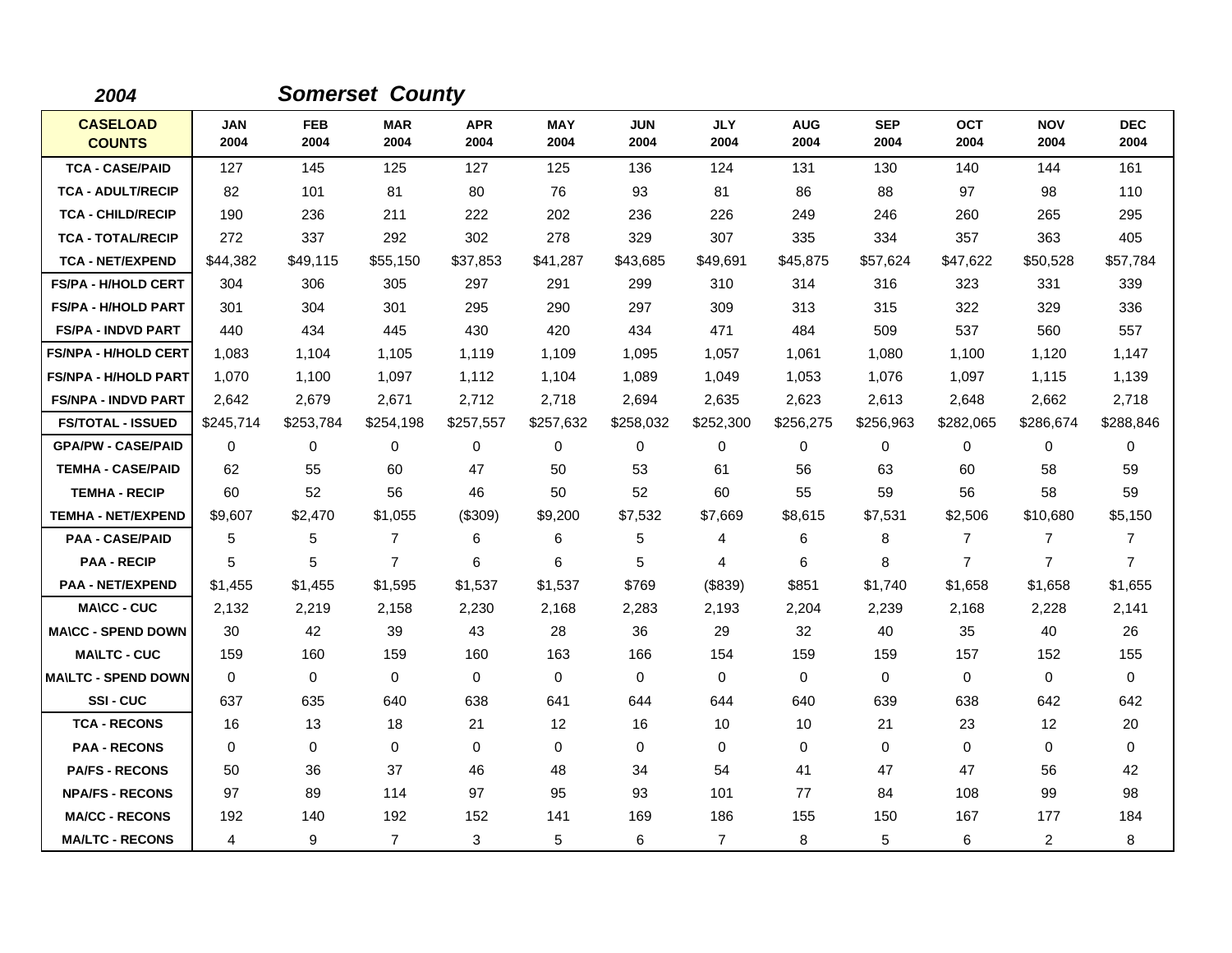*2004* *Somerset County*

| CASELOAD COUNTS | JAN 2004 | FEB 2004 | MAR 2004 | APR 2004 | MAY 2004 | JUN 2004 | JLY 2004 | AUG 2004 | SEP 2004 | OCT 2004 | NOV 2004 | DEC 2004 |
|---|---|---|---|---|---|---|---|---|---|---|---|---|
| TCA - CASE/PAID | 127 | 145 | 125 | 127 | 125 | 136 | 124 | 131 | 130 | 140 | 144 | 161 |
| TCA - ADULT/RECIP | 82 | 101 | 81 | 80 | 76 | 93 | 81 | 86 | 88 | 97 | 98 | 110 |
| TCA - CHILD/RECIP | 190 | 236 | 211 | 222 | 202 | 236 | 226 | 249 | 246 | 260 | 265 | 295 |
| TCA - TOTAL/RECIP | 272 | 337 | 292 | 302 | 278 | 329 | 307 | 335 | 334 | 357 | 363 | 405 |
| TCA - NET/EXPEND | $44,382 | $49,115 | $55,150 | $37,853 | $41,287 | $43,685 | $49,691 | $45,875 | $57,624 | $47,622 | $50,528 | $57,784 |
| FS/PA - H/HOLD CERT | 304 | 306 | 305 | 297 | 291 | 299 | 310 | 314 | 316 | 323 | 331 | 339 |
| FS/PA - H/HOLD PART | 301 | 304 | 301 | 295 | 290 | 297 | 309 | 313 | 315 | 322 | 329 | 336 |
| FS/PA - INDVD PART | 440 | 434 | 445 | 430 | 420 | 434 | 471 | 484 | 509 | 537 | 560 | 557 |
| FS/NPA - H/HOLD CERT | 1,083 | 1,104 | 1,105 | 1,119 | 1,109 | 1,095 | 1,057 | 1,061 | 1,080 | 1,100 | 1,120 | 1,147 |
| FS/NPA - H/HOLD PART | 1,070 | 1,100 | 1,097 | 1,112 | 1,104 | 1,089 | 1,049 | 1,053 | 1,076 | 1,097 | 1,115 | 1,139 |
| FS/NPA - INDVD PART | 2,642 | 2,679 | 2,671 | 2,712 | 2,718 | 2,694 | 2,635 | 2,623 | 2,613 | 2,648 | 2,662 | 2,718 |
| FS/TOTAL - ISSUED | $245,714 | $253,784 | $254,198 | $257,557 | $257,632 | $258,032 | $252,300 | $256,275 | $256,963 | $282,065 | $286,674 | $288,846 |
| GPA/PW - CASE/PAID | 0 | 0 | 0 | 0 | 0 | 0 | 0 | 0 | 0 | 0 | 0 | 0 |
| TEMHA - CASE/PAID | 62 | 55 | 60 | 47 | 50 | 53 | 61 | 56 | 63 | 60 | 58 | 59 |
| TEMHA - RECIP | 60 | 52 | 56 | 46 | 50 | 52 | 60 | 55 | 59 | 56 | 58 | 59 |
| TEMHA - NET/EXPEND | $9,607 | $2,470 | $1,055 | ($309) | $9,200 | $7,532 | $7,669 | $8,615 | $7,531 | $2,506 | $10,680 | $5,150 |
| PAA - CASE/PAID | 5 | 5 | 7 | 6 | 6 | 5 | 4 | 6 | 8 | 7 | 7 | 7 |
| PAA - RECIP | 5 | 5 | 7 | 6 | 6 | 5 | 4 | 6 | 8 | 7 | 7 | 7 |
| PAA - NET/EXPEND | $1,455 | $1,455 | $1,595 | $1,537 | $1,537 | $769 | ($839) | $851 | $1,740 | $1,658 | $1,658 | $1,655 |
| MA\CC - CUC | 2,132 | 2,219 | 2,158 | 2,230 | 2,168 | 2,283 | 2,193 | 2,204 | 2,239 | 2,168 | 2,228 | 2,141 |
| MA\CC - SPEND DOWN | 30 | 42 | 39 | 43 | 28 | 36 | 29 | 32 | 40 | 35 | 40 | 26 |
| MA\LTC - CUC | 159 | 160 | 159 | 160 | 163 | 166 | 154 | 159 | 159 | 157 | 152 | 155 |
| MA\LTC - SPEND DOWN | 0 | 0 | 0 | 0 | 0 | 0 | 0 | 0 | 0 | 0 | 0 | 0 |
| SSI - CUC | 637 | 635 | 640 | 638 | 641 | 644 | 644 | 640 | 639 | 638 | 642 | 642 |
| TCA - RECONS | 16 | 13 | 18 | 21 | 12 | 16 | 10 | 10 | 21 | 23 | 12 | 20 |
| PAA - RECONS | 0 | 0 | 0 | 0 | 0 | 0 | 0 | 0 | 0 | 0 | 0 | 0 |
| PA/FS - RECONS | 50 | 36 | 37 | 46 | 48 | 34 | 54 | 41 | 47 | 47 | 56 | 42 |
| NPA/FS - RECONS | 97 | 89 | 114 | 97 | 95 | 93 | 101 | 77 | 84 | 108 | 99 | 98 |
| MA/CC - RECONS | 192 | 140 | 192 | 152 | 141 | 169 | 186 | 155 | 150 | 167 | 177 | 184 |
| MA/LTC - RECONS | 4 | 9 | 7 | 3 | 5 | 6 | 7 | 8 | 5 | 6 | 2 | 8 |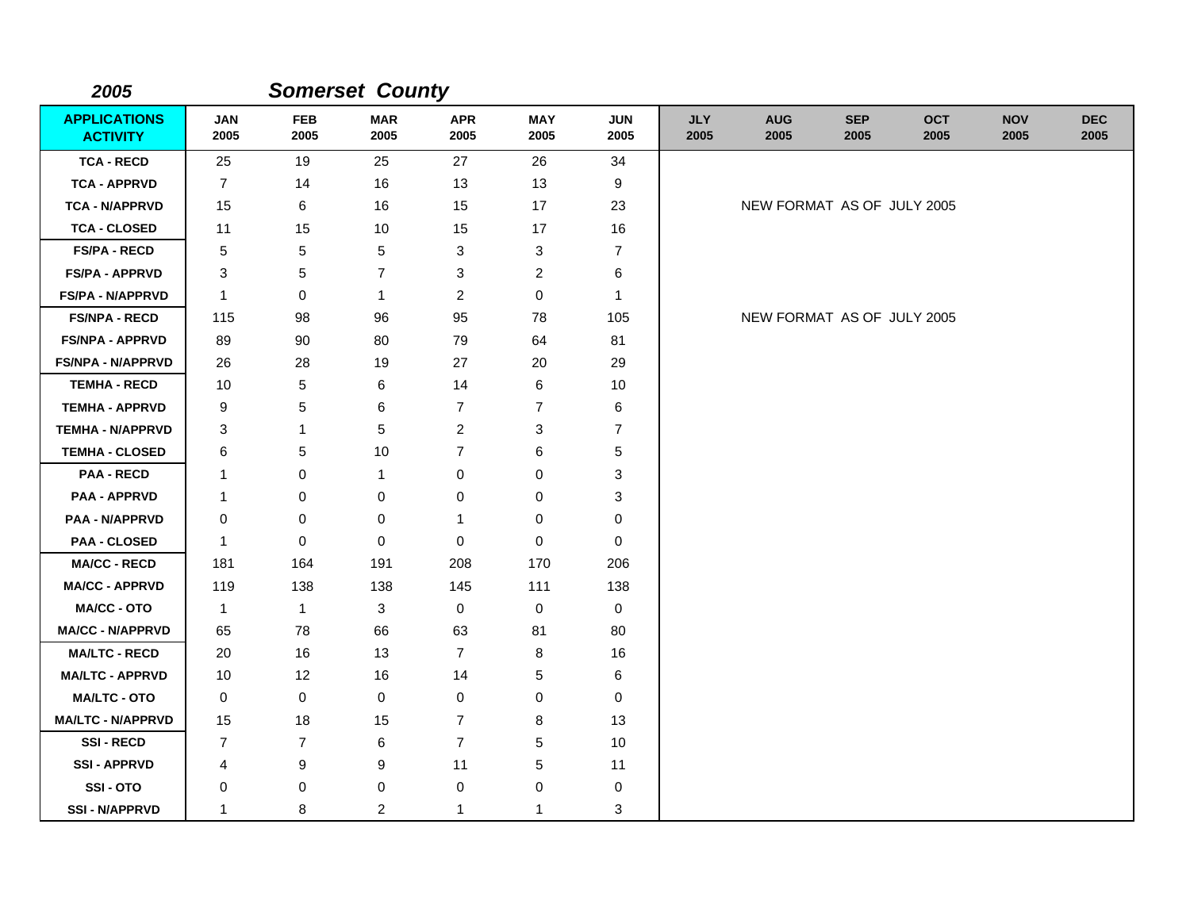**2005** ***Somerset County***

| APPLICATIONS ACTIVITY | JAN 2005 | FEB 2005 | MAR 2005 | APR 2005 | MAY 2005 | JUN 2005 | JLY 2005 | AUG 2005 | SEP 2005 | OCT 2005 | NOV 2005 | DEC 2005 |
|---|---|---|---|---|---|---|---|---|---|---|---|---|
| TCA - RECD | 25 | 19 | 25 | 27 | 26 | 34 | | | | | | |
| TCA - APPRVD | 7 | 14 | 16 | 13 | 13 | 9 | | | | | | |
| TCA - N/APPRVD | 15 | 6 | 16 | 15 | 17 | 23 | | NEW FORMAT AS OF JULY 2005 | | | | |
| TCA - CLOSED | 11 | 15 | 10 | 15 | 17 | 16 | | | | | | |
| FS/PA - RECD | 5 | 5 | 5 | 3 | 3 | 7 | | | | | | |
| FS/PA - APPRVD | 3 | 5 | 7 | 3 | 2 | 6 | | | | | | |
| FS/PA - N/APPRVD | 1 | 0 | 1 | 2 | 0 | 1 | | | | | | |
| FS/NPA - RECD | 115 | 98 | 96 | 95 | 78 | 105 | | NEW FORMAT AS OF JULY 2005 | | | | |
| FS/NPA - APPRVD | 89 | 90 | 80 | 79 | 64 | 81 | | | | | | |
| FS/NPA - N/APPRVD | 26 | 28 | 19 | 27 | 20 | 29 | | | | | | |
| TEMHA - RECD | 10 | 5 | 6 | 14 | 6 | 10 | | | | | | |
| TEMHA - APPRVD | 9 | 5 | 6 | 7 | 7 | 6 | | | | | | |
| TEMHA - N/APPRVD | 3 | 1 | 5 | 2 | 3 | 7 | | | | | | |
| TEMHA - CLOSED | 6 | 5 | 10 | 7 | 6 | 5 | | | | | | |
| PAA - RECD | 1 | 0 | 1 | 0 | 0 | 3 | | | | | | |
| PAA - APPRVD | 1 | 0 | 0 | 0 | 0 | 3 | | | | | | |
| PAA - N/APPRVD | 0 | 0 | 0 | 1 | 0 | 0 | | | | | | |
| PAA - CLOSED | 1 | 0 | 0 | 0 | 0 | 0 | | | | | | |
| MA/CC - RECD | 181 | 164 | 191 | 208 | 170 | 206 | | | | | | |
| MA/CC - APPRVD | 119 | 138 | 138 | 145 | 111 | 138 | | | | | | |
| MA/CC - OTO | 1 | 1 | 3 | 0 | 0 | 0 | | | | | | |
| MA/CC - N/APPRVD | 65 | 78 | 66 | 63 | 81 | 80 | | | | | | |
| MA/LTC - RECD | 20 | 16 | 13 | 7 | 8 | 16 | | | | | | |
| MA/LTC - APPRVD | 10 | 12 | 16 | 14 | 5 | 6 | | | | | | |
| MA/LTC - OTO | 0 | 0 | 0 | 0 | 0 | 0 | | | | | | |
| MA/LTC - N/APPRVD | 15 | 18 | 15 | 7 | 8 | 13 | | | | | | |
| SSI - RECD | 7 | 7 | 6 | 7 | 5 | 10 | | | | | | |
| SSI - APPRVD | 4 | 9 | 9 | 11 | 5 | 11 | | | | | | |
| SSI - OTO | 0 | 0 | 0 | 0 | 0 | 0 | | | | | | |
| SSI - N/APPRVD | 1 | 8 | 2 | 1 | 1 | 3 | | | | | | |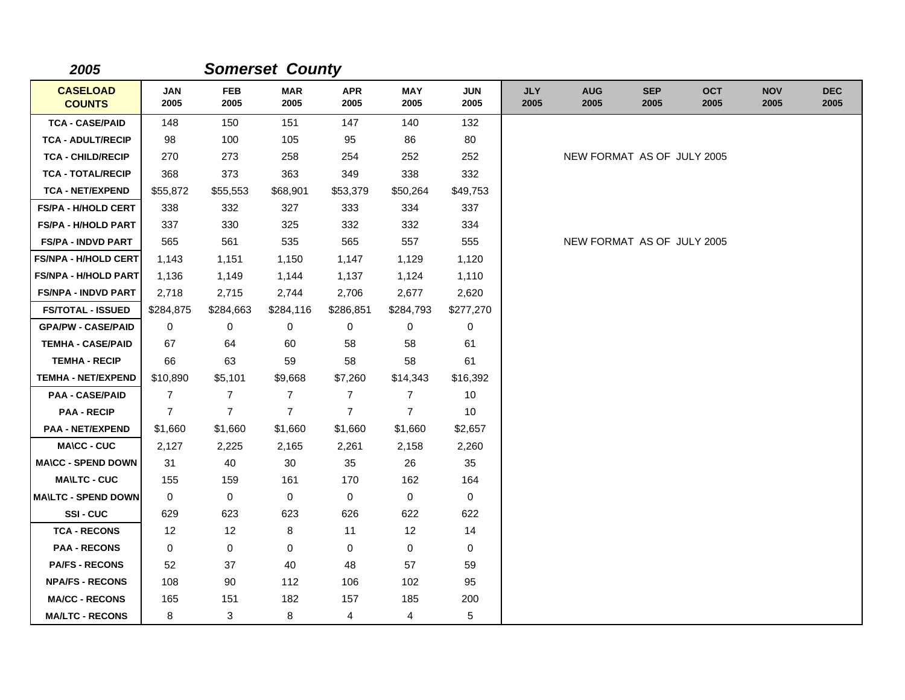*2005* ***Somerset County***

| CASELOAD COUNTS | JAN 2005 | FEB 2005 | MAR 2005 | APR 2005 | MAY 2005 | JUN 2005 | JLY 2005 | AUG 2005 | SEP 2005 | OCT 2005 | NOV 2005 | DEC 2005 |
|---|---|---|---|---|---|---|---|---|---|---|---|---|
| TCA - CASE/PAID | 148 | 150 | 151 | 147 | 140 | 132 | | | | | | |
| TCA - ADULT/RECIP | 98 | 100 | 105 | 95 | 86 | 80 | | | | | | |
| TCA - CHILD/RECIP | 270 | 273 | 258 | 254 | 252 | 252 | | NEW FORMAT AS OF JULY 2005 | | | | |
| TCA - TOTAL/RECIP | 368 | 373 | 363 | 349 | 338 | 332 | | | | | | |
| TCA - NET/EXPEND | $55,872 | $55,553 | $68,901 | $53,379 | $50,264 | $49,753 | | | | | | |
| FS/PA - H/HOLD CERT | 338 | 332 | 327 | 333 | 334 | 337 | | | | | | |
| FS/PA - H/HOLD PART | 337 | 330 | 325 | 332 | 332 | 334 | | | | | | |
| FS/PA - INDVD PART | 565 | 561 | 535 | 565 | 557 | 555 | | NEW FORMAT AS OF JULY 2005 | | | | |
| FS/NPA - H/HOLD CERT | 1,143 | 1,151 | 1,150 | 1,147 | 1,129 | 1,120 | | | | | | |
| FS/NPA - H/HOLD PART | 1,136 | 1,149 | 1,144 | 1,137 | 1,124 | 1,110 | | | | | | |
| FS/NPA - INDVD PART | 2,718 | 2,715 | 2,744 | 2,706 | 2,677 | 2,620 | | | | | | |
| FS/TOTAL - ISSUED | $284,875 | $284,663 | $284,116 | $286,851 | $284,793 | $277,270 | | | | | | |
| GPA/PW - CASE/PAID | 0 | 0 | 0 | 0 | 0 | 0 | | | | | | |
| TEMHA - CASE/PAID | 67 | 64 | 60 | 58 | 58 | 61 | | | | | | |
| TEMHA - RECIP | 66 | 63 | 59 | 58 | 58 | 61 | | | | | | |
| TEMHA - NET/EXPEND | $10,890 | $5,101 | $9,668 | $7,260 | $14,343 | $16,392 | | | | | | |
| PAA - CASE/PAID | 7 | 7 | 7 | 7 | 7 | 10 | | | | | | |
| PAA - RECIP | 7 | 7 | 7 | 7 | 7 | 10 | | | | | | |
| PAA - NET/EXPEND | $1,660 | $1,660 | $1,660 | $1,660 | $1,660 | $2,657 | | | | | | |
| MA\CC - CUC | 2,127 | 2,225 | 2,165 | 2,261 | 2,158 | 2,260 | | | | | | |
| MA\CC - SPEND DOWN | 31 | 40 | 30 | 35 | 26 | 35 | | | | | | |
| MA\LTC - CUC | 155 | 159 | 161 | 170 | 162 | 164 | | | | | | |
| MA\LTC - SPEND DOWN | 0 | 0 | 0 | 0 | 0 | 0 | | | | | | |
| SSI - CUC | 629 | 623 | 623 | 626 | 622 | 622 | | | | | | |
| TCA - RECONS | 12 | 12 | 8 | 11 | 12 | 14 | | | | | | |
| PAA - RECONS | 0 | 0 | 0 | 0 | 0 | 0 | | | | | | |
| PA/FS - RECONS | 52 | 37 | 40 | 48 | 57 | 59 | | | | | | |
| NPA/FS - RECONS | 108 | 90 | 112 | 106 | 102 | 95 | | | | | | |
| MA/CC - RECONS | 165 | 151 | 182 | 157 | 185 | 200 | | | | | | |
| MA/LTC - RECONS | 8 | 3 | 8 | 4 | 4 | 5 | | | | | | |